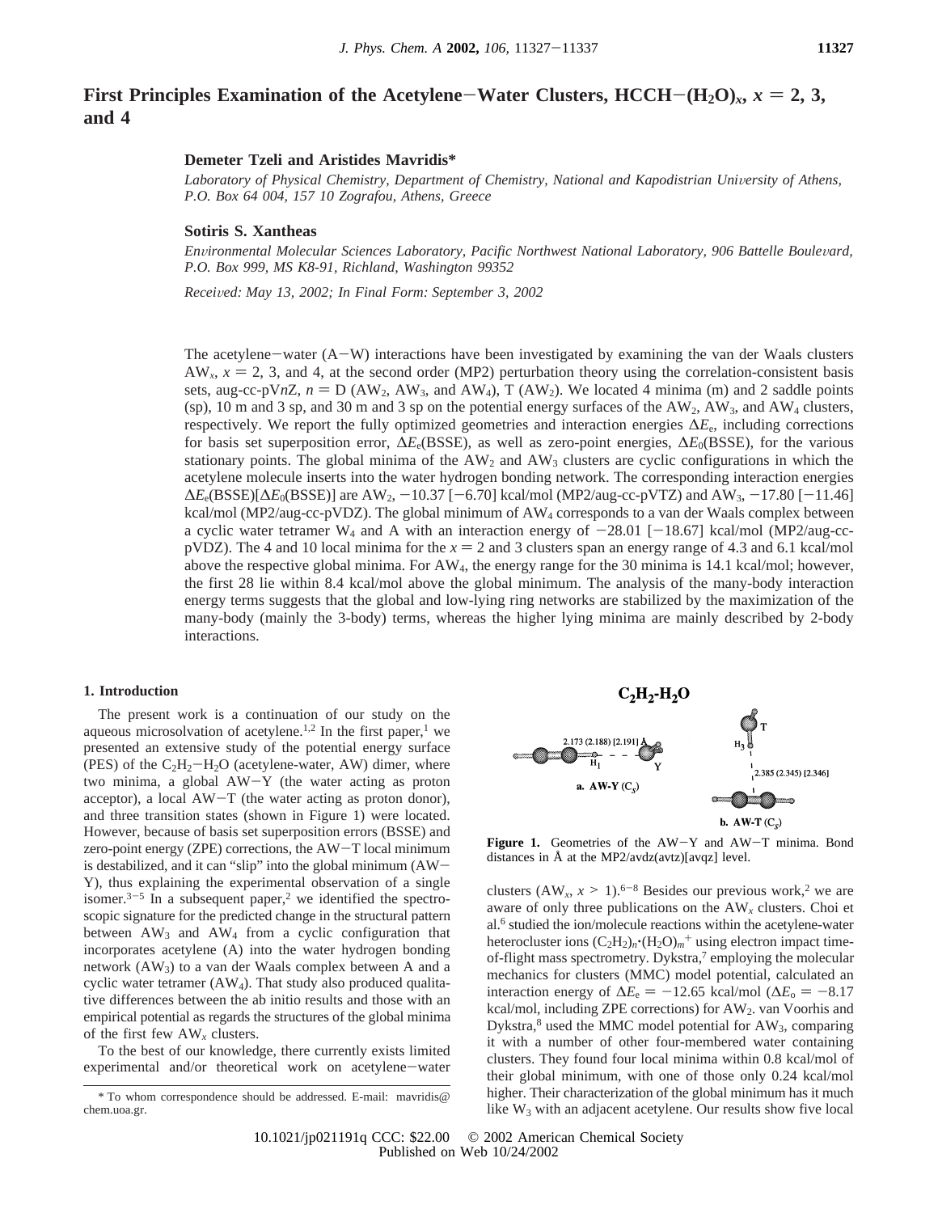# First Principles Examination of the Acetylene−Water Clusters, $HCCH-(H_2O)_x$, $x = 2, 3,$ and 4

**Demeter Tzeli and Aristides Mavridis***

*Laboratory of Physical Chemistry, Department of Chemistry, National and Kapodistrian University of Athens, P.O. Box 64 004, 157 10 Zografou, Athens, Greece*

**Sotiris S. Xantheas**

*Environmental Molecular Sciences Laboratory, Pacific Northwest National Laboratory, 906 Battelle Boulevard, P.O. Box 999, MS K8-91, Richland, Washington 99352*

*Received: May 13, 2002; In Final Form: September 3, 2002*

The acetylene−water (A−W) interactions have been investigated by examining the van der Waals clusters $AW_x$, $x = 2$, 3, and 4, at the second order (MP2) perturbation theory using the correlation-consistent basis sets, aug-cc-pV$n$Z, $n$ = D ($AW_2$, $AW_3$, and $AW_4$), T ($AW_2$). We located 4 minima (m) and 2 saddle points (sp), 10 m and 3 sp, and 30 m and 3 sp on the potential energy surfaces of the $AW_2$, $AW_3$, and $AW_4$ clusters, respectively. We report the fully optimized geometries and interaction energies $\Delta E_e$, including corrections for basis set superposition error, $\Delta E_e$(BSSE), as well as zero-point energies, $\Delta E_0$(BSSE), for the various stationary points. The global minima of the $AW_2$ and $AW_3$ clusters are cyclic configurations in which the acetylene molecule inserts into the water hydrogen bonding network. The corresponding interaction energies $\Delta E_e$(BSSE)[$\Delta E_0$(BSSE)] are $AW_2$, −10.37 [−6.70] kcal/mol (MP2/aug-cc-pVTZ) and $AW_3$, −17.80 [−11.46] kcal/mol (MP2/aug-cc-pVDZ). The global minimum of $AW_4$ corresponds to a van der Waals complex between a cyclic water tetramer $W_4$ and A with an interaction energy of −28.01 [−18.67] kcal/mol (MP2/aug-cc-pVDZ). The 4 and 10 local minima for the $x = 2$ and 3 clusters span an energy range of 4.3 and 6.1 kcal/mol above the respective global minima. For $AW_4$, the energy range for the 30 minima is 14.1 kcal/mol; however, the first 28 lie within 8.4 kcal/mol above the global minimum. The analysis of the many-body interaction energy terms suggests that the global and low-lying ring networks are stabilized by the maximization of the many-body (mainly the 3-body) terms, whereas the higher lying minima are mainly described by 2-body interactions.

## 1. Introduction

The present work is a continuation of our study on the aqueous microsolvation of acetylene.[1,2] In the first paper,[1] we presented an extensive study of the potential energy surface (PES) of the $C_2H_2-H_2O$ (acetylene-water, AW) dimer, where two minima, a global AW−Y (the water acting as proton acceptor), a local AW−T (the water acting as proton donor), and three transition states (shown in Figure 1) were located. However, because of basis set superposition errors (BSSE) and zero-point energy (ZPE) corrections, the AW−T local minimum is destabilized, and it can "slip" into the global minimum (AW−Y), thus explaining the experimental observation of a single isomer.[3−5] In a subsequent paper,[2] we identified the spectroscopic signature for the predicted change in the structural pattern between $AW_3$ and $AW_4$ from a cyclic configuration that incorporates acetylene (A) into the water hydrogen bonding network ($AW_3$) to a van der Waals complex between A and a cyclic water tetramer ($AW_4$). That study also produced qualitative differences between the ab initio results and those with an empirical potential as regards the structures of the global minima of the first few $AW_x$ clusters.

To the best of our knowledge, there currently exists limited experimental and/or theoretical work on acetylene−water clusters ($AW_x$, $x > 1$).[6−8] Besides our previous work,[2] we are aware of only three publications on the $AW_x$ clusters. Choi et al.[6] studied the ion/molecule reactions within the acetylene-water heterocluster ions $(C_2H_2)_n{\cdot}(H_2O)_m^+$ using electron impact time-of-flight mass spectrometry. Dykstra,[7] employing the molecular mechanics for clusters (MMC) model potential, calculated an interaction energy of $\Delta E_e$ = −12.65 kcal/mol ($\Delta E_0$ = −8.17 kcal/mol, including ZPE corrections) for $AW_2$. van Voorhis and Dykstra,[8] used the MMC model potential for $AW_3$, comparing it with a number of other four-membered water containing clusters. They found four local minima within 0.8 kcal/mol of their global minimum, with one of those only 0.24 kcal/mol higher. Their characterization of the global minimum has it much like $W_3$ with an adjacent acetylene. Our results show five local

**$C_2H_2$-$H_2O$**

a. AW-Y ($C_s$): 2.173 (2.188) [2.191] Å

b. AW-T ($C_s$): 2.385 (2.345) [2.346]

**Figure 1.** Geometries of the AW−Y and AW−T minima. Bond distances in Å at the MP2/avdz(avtz)[avqz] level.

\* To whom correspondence should be addressed. E-mail: mavridis@chem.uoa.gr.

10.1021/jp021191q CCC: $22.00 © 2002 American Chemical Society
Published on Web 10/24/2002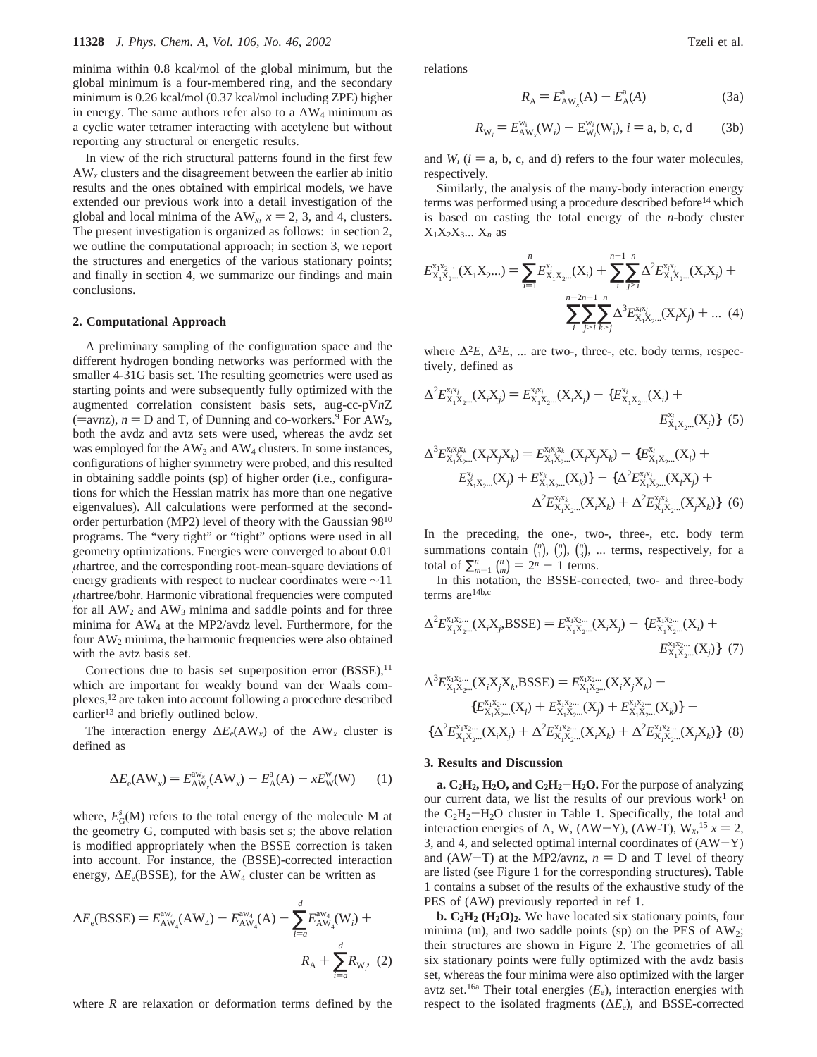minima within 0.8 kcal/mol of the global minimum, but the global minimum is a four-membered ring, and the secondary minimum is 0.26 kcal/mol (0.37 kcal/mol including ZPE) higher in energy. The same authors refer also to a $AW_4$ minimum as a cyclic water tetramer interacting with acetylene but without reporting any structural or energetic results.

In view of the rich structural patterns found in the first few $AW_x$ clusters and the disagreement between the earlier ab initio results and the ones obtained with empirical models, we have extended our previous work into a detail investigation of the global and local minima of the $AW_x$, $x = 2$, 3, and 4, clusters. The present investigation is organized as follows: in section 2, we outline the computational approach; in section 3, we report the structures and energetics of the various stationary points; and finally in section 4, we summarize our findings and main conclusions.

## 2. Computational Approach

A preliminary sampling of the configuration space and the different hydrogen bonding networks was performed with the smaller 4-31G basis set. The resulting geometries were used as starting points and were subsequently fully optimized with the augmented correlation consistent basis sets, aug-cc-pV$n$Z (=av$n$z), $n$ = D and T, of Dunning and co-workers.[9] For $AW_2$, both the avdz and avtz sets were used, whereas the avdz set was employed for the $AW_3$ and $AW_4$ clusters. In some instances, configurations of higher symmetry were probed, and this resulted in obtaining saddle points (sp) of higher order (i.e., configurations for which the Hessian matrix has more than one negative eigenvalues). All calculations were performed at the second-order perturbation (MP2) level of theory with the Gaussian 98[10] programs. The "very tight" or "tight" options were used in all geometry optimizations. Energies were converged to about 0.01 $\mu$hartree, and the corresponding root-mean-square deviations of energy gradients with respect to nuclear coordinates were ~11 $\mu$hartree/bohr. Harmonic vibrational frequencies were computed for all $AW_2$ and $AW_3$ minima and saddle points and for three minima for $AW_4$ at the MP2/avdz level. Furthermore, for the four $AW_2$ minima, the harmonic frequencies were also obtained with the avtz basis set.

Corrections due to basis set superposition error (BSSE),[11] which are important for weakly bound van der Waals complexes,[12] are taken into account following a procedure described earlier[13] and briefly outlined below.

The interaction energy $\Delta E_e(AW_x)$ of the $AW_x$ cluster is defined as

$$\Delta E_e(AW_x) = E^{aw_x}_{AW_x}(AW_x) - E^{a}_{A}(A) - xE^{w}_{W}(W) \quad (1)$$

where, $E^s_G(M)$ refers to the total energy of the molecule M at the geometry G, computed with basis set $s$; the above relation is modified appropriately when the BSSE correction is taken into account. For instance, the (BSSE)-corrected interaction energy, $\Delta E_e$(BSSE), for the $AW_4$ cluster can be written as

$$\Delta E_e(\text{BSSE}) = E^{aw_4}_{AW_4}(AW_4) - E^{aw_4}_{AW_4}(A) - \sum_{i=a}^{d} E^{aw_4}_{AW_4}(W_i) + R_A + \sum_{i=a}^{d} R_{W_i} \quad (2)$$

where $R$ are relaxation or deformation terms defined by the relations

$$R_A = E^{a}_{AW_x}(A) - E^{a}_{A}(A) \quad (3a)$$

$$R_{W_i} = E^{w_i}_{AW_x}(W_i) - E^{w_i}_{W_i}(W_i),\ i = a, b, c, d \quad (3b)$$

and $W_i$ ($i$ = a, b, c, and d) refers to the four water molecules, respectively.

Similarly, the analysis of the many-body interaction energy terms was performed using a procedure described before[14] which is based on casting the total energy of the $n$-body cluster $X_1X_2X_3... X_n$ as

$$E^{x_1x_2\cdots}_{X_1X_2\cdots}(X_1X_2\ldots) = \sum_{i=1}^{n} E^{x_i}_{X_1X_2\cdots}(X_i) + \sum_{i}^{n-1}\sum_{j>i}^{n} \Delta^2 E^{x_ix_j}_{X_1X_2\cdots}(X_iX_j) + \sum_{i}^{n-2}\sum_{j>i}^{n-1}\sum_{k>j}^{n} \Delta^3 E^{x_ix_jx_k}_{X_1X_2\cdots}(X_iX_j) + \ldots \quad (4)$$

where $\Delta^2E$, $\Delta^3E$, ... are two-, three-, etc. body terms, respectively, defined as

$$\Delta^2 E^{x_ix_j}_{X_1X_2\cdots}(X_iX_j) = E^{x_ix_j}_{X_1X_2\cdots}(X_iX_j) - \{E^{x_i}_{X_1X_2\cdots}(X_i) + E^{x_j}_{X_1X_2\cdots}(X_j)\} \quad (5)$$

$$\Delta^3 E^{x_ix_jx_k}_{X_1X_2\cdots}(X_iX_jX_k) = E^{x_ix_jx_k}_{X_1X_2\cdots}(X_iX_jX_k) - \{E^{x_i}_{X_1X_2\cdots}(X_i) + E^{x_j}_{X_1X_2\cdots}(X_j) + E^{x_k}_{X_1X_2\cdots}(X_k)\} - \{\Delta^2 E^{x_ix_j}_{X_1X_2\cdots}(X_iX_j) + \Delta^2 E^{x_ix_k}_{X_1X_2\cdots}(X_iX_k) + \Delta^2 E^{x_jx_k}_{X_1X_2\cdots}(X_jX_k)\} \quad (6)$$

In the preceding, the one-, two-, three-, etc. body term summations contain $\binom{n}{1}$, $\binom{n}{2}$, $\binom{n}{3}$, ... terms, respectively, for a total of $\sum_{m=1}^{n}\binom{n}{m} = 2^n - 1$ terms.

In this notation, the BSSE-corrected, two- and three-body terms are[14b,c]

$$\Delta^2 E^{x_1x_2\cdots}_{X_1X_2\cdots}(X_iX_j,\text{BSSE}) = E^{x_1x_2\cdots}_{X_1X_2\cdots}(X_iX_j) - \{E^{x_1x_2\cdots}_{X_1X_2\cdots}(X_i) + E^{x_1x_2\cdots}_{X_1X_2\cdots}(X_j)\} \quad (7)$$

$$\Delta^3 E^{x_1x_2\cdots}_{X_1X_2\cdots}(X_iX_jX_k,\text{BSSE}) = E^{x_1x_2\cdots}_{X_1X_2\cdots}(X_iX_jX_k) - \{E^{x_1x_2\cdots}_{X_1X_2\cdots}(X_i) + E^{x_1x_2\cdots}_{X_1X_2\cdots}(X_j) + E^{x_1x_2\cdots}_{X_1X_2\cdots}(X_k)\} - \{\Delta^2 E^{x_1x_2\cdots}_{X_1X_2\cdots}(X_iX_j) + \Delta^2 E^{x_1x_2\cdots}_{X_1X_2\cdots}(X_iX_k) + \Delta^2 E^{x_1x_2\cdots}_{X_1X_2\cdots}(X_jX_k)\} \quad (8)$$

## 3. Results and Discussion

**a. $C_2H_2$, $H_2O$, and $C_2H_2$−$H_2O$.** For the purpose of analyzing our current data, we list the results of our previous work[1] on the $C_2H_2$−$H_2O$ cluster in Table 1. Specifically, the total and interaction energies of A, W, (AW−Y), (AW-T), $W_x$,[15] $x = 2$, 3, and 4, and selected optimal internal coordinates of (AW−Y) and (AW−T) at the MP2/av$n$z, $n$ = D and T level of theory are listed (see Figure 1 for the corresponding structures). Table 1 contains a subset of the results of the exhaustive study of the PES of (AW) previously reported in ref 1.

**b. $C_2H_2$ $(H_2O)_2$.** We have located six stationary points, four minima (m), and two saddle points (sp) on the PES of $AW_2$; their structures are shown in Figure 2. The geometries of all six stationary points were fully optimized with the avdz basis set, whereas the four minima were also optimized with the larger avtz set.[16a] Their total energies ($E_e$), interaction energies with respect to the isolated fragments ($\Delta E_e$), and BSSE-corrected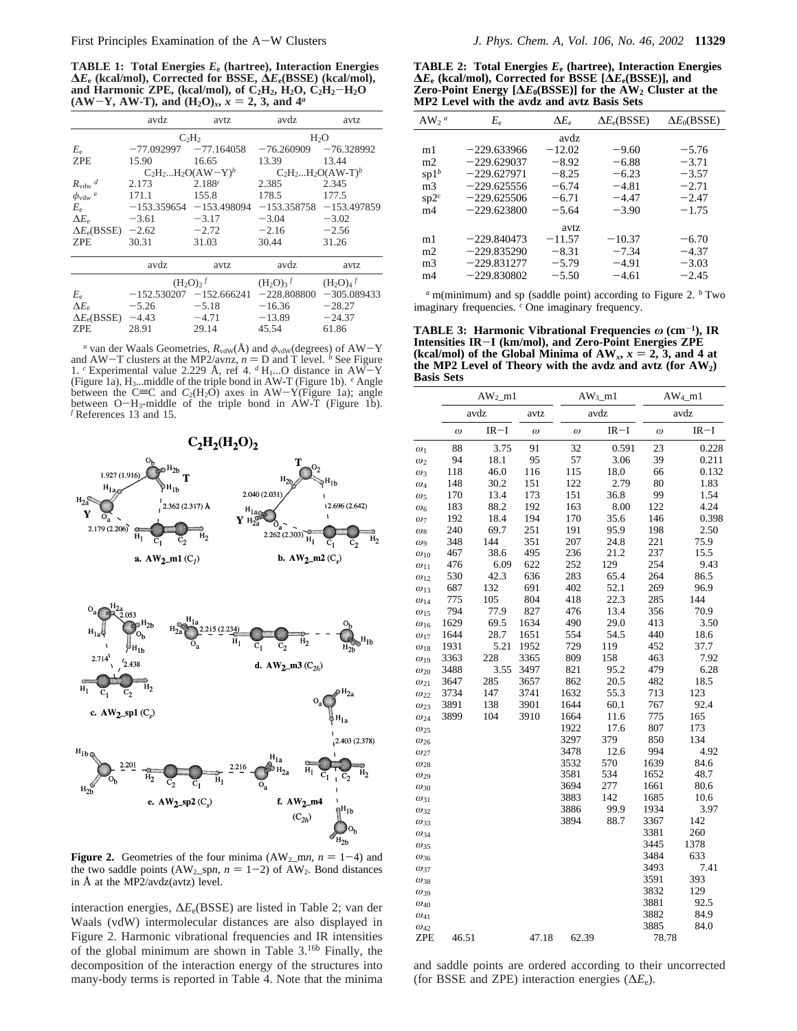**TABLE 1: Total Energies $E_e$ (hartree), Interaction Energies $\Delta E_e$ (kcal/mol), Corrected for BSSE, $\Delta E_e$(BSSE) (kcal/mol), and Harmonic ZPE, (kcal/mol), of $C_2H_2$, $H_2O$, $C_2H_2$−$H_2O$ (AW−Y, AW-T), and $(H_2O)_x$, $x$ = 2, 3, and 4[a]**

| | avdz | avtz | avdz | avtz |
|---|---|---|---|---|
| | $C_2H_2$ | | $H_2O$ | |
| $E_e$ | −77.092997 | −77.164058 | −76.260909 | −76.328992 |
| ZPE | 15.90 | 16.65 | 13.39 | 13.44 |
| | $C_2H_2...H_2O$(AW−Y)[b] | | $C_2H_2...H_2O$(AW-T)[b] | |
| $R_{vdw}$ [d] | 2.173 | 2.188[c] | 2.385 | 2.345 |
| $\phi_{vdw}$ [e] | 171.1 | 155.8 | 178.5 | 177.5 |
| $E_e$ | −153.359654 | −153.498094 | −153.358758 | −153.497859 |
| $\Delta E_e$ | −3.61 | −3.17 | −3.04 | −3.02 |
| $\Delta E_e$(BSSE) | −2.62 | −2.72 | −2.16 | −2.56 |
| ZPE | 30.31 | 31.03 | 30.44 | 31.26 |

| | avdz | avtz | avdz | avtz |
|---|---|---|---|---|
| | $(H_2O)_2$ [f] | | $(H_2O)_3$ [f] | $(H_2O)_4$ [f] |
| $E_e$ | −152.530207 | −152.666241 | −228.808800 | −305.089433 |
| $\Delta E_e$ | −5.26 | −5.18 | −16.36 | −28.27 |
| $\Delta E_e$(BSSE) | −4.43 | −4.71 | −13.89 | −24.37 |
| ZPE | 28.91 | 29.14 | 45.54 | 61.86 |

[a] van der Waals Geometries, $R_{vdW}$(Å) and $\phi_{vdW}$(degrees) of AW−Y and AW−T clusters at the MP2/a*vnz*, *n* = D and T level. [b] See Figure 1. [c] Experimental value 2.229 Å, ref 4. [d] $H_1$...O distance in AW−Y (Figure 1a), $H_3$...middle of the triple bond in AW-T (Figure 1b). [e] Angle between the C≡C and $C_2(H_2O)$ axes in AW−Y(Figure 1a); angle between O−$H_3$-middle of the triple bond in AW-T (Figure 1b). [f] References 13 and 15.

**Figure 2.** Geometries of the four minima (AW$_2$_m*n*, *n* = 1−4) and the two saddle points (AW$_2$_sp*n*, *n* = 1−2) of AW$_2$. Bond distances in Å at the MP2/avdz(avtz) level.

interaction energies, $\Delta E_e$(BSSE) are listed in Table 2; van der Waals (vdW) intermolecular distances are also displayed in Figure 2. Harmonic vibrational frequencies and IR intensities of the global minimum are shown in Table 3.[16b] Finally, the decomposition of the interaction energy of the structures into many-body terms is reported in Table 4. Note that the minima and saddle points are ordered according to their uncorrected (for BSSE and ZPE) interaction energies ($\Delta E_e$).

**TABLE 2: Total Energies $E_e$ (hartree), Interaction Energies $\Delta E_e$ (kcal/mol), Corrected for BSSE [$\Delta E_e$(BSSE)], and Zero-Point Energy [$\Delta E_0$(BSSE)] for the AW$_2$ Cluster at the MP2 Level with the avdz and avtz Basis Sets**

| AW$_2$ [a] | $E_e$ | $\Delta E_e$ | $\Delta E_e$(BSSE) | $\Delta E_0$(BSSE) |
|---|---|---|---|---|
| | | avdz | | |
| m1 | −229.633966 | −12.02 | −9.60 | −5.76 |
| m2 | −229.629037 | −8.92 | −6.88 | −3.71 |
| sp1[b] | −229.627971 | −8.25 | −6.23 | −3.57 |
| m3 | −229.625556 | −6.74 | −4.81 | −2.71 |
| sp2[c] | −229.625506 | −6.71 | −4.47 | −2.47 |
| m4 | −229.623800 | −5.64 | −3.90 | −1.75 |
| | | avtz | | |
| m1 | −229.840473 | −11.57 | −10.37 | −6.70 |
| m2 | −229.835290 | −8.31 | −7.34 | −4.37 |
| m3 | −229.831277 | −5.79 | −4.91 | −3.03 |
| m4 | −229.830802 | −5.50 | −4.61 | −2.45 |

[a] m(minimum) and sp (saddle point) according to Figure 2. [b] Two imaginary frequencies. [c] One imaginary frequency.

**TABLE 3: Harmonic Vibrational Frequencies $\omega$ (cm$^{-1}$), IR Intensities IR−I (km/mol), and Zero-Point Energies ZPE (kcal/mol) of the Global Minima of AW$_x$, $x$ = 2, 3, and 4 at the MP2 Level of Theory with the avdz and avtz (for AW$_2$) Basis Sets**

| | AW$_2$_m1 | | | AW$_3$_m1 | | AW$_4$_m1 | |
|---|---|---|---|---|---|---|---|
| | avdz | | avtz | avdz | | avdz | |
| | $\omega$ | IR−I | $\omega$ | $\omega$ | IR−I | $\omega$ | IR−I |
| $\omega_1$ | 88 | 3.75 | 91 | 32 | 0.591 | 23 | 0.228 |
| $\omega_2$ | 94 | 18.1 | 95 | 57 | 3.06 | 39 | 0.211 |
| $\omega_3$ | 118 | 46.0 | 116 | 115 | 18.0 | 66 | 0.132 |
| $\omega_4$ | 148 | 30.2 | 151 | 122 | 2.79 | 80 | 1.83 |
| $\omega_5$ | 170 | 13.4 | 173 | 151 | 36.8 | 99 | 1.54 |
| $\omega_6$ | 183 | 88.2 | 192 | 163 | 8.00 | 122 | 4.24 |
| $\omega_7$ | 192 | 18.4 | 194 | 170 | 35.6 | 146 | 0.398 |
| $\omega_8$ | 240 | 69.7 | 251 | 191 | 95.9 | 198 | 2.50 |
| $\omega_9$ | 348 | 144 | 351 | 207 | 24.8 | 221 | 75.9 |
| $\omega_{10}$ | 467 | 38.6 | 495 | 236 | 21.2 | 237 | 15.5 |
| $\omega_{11}$ | 476 | 6.09 | 622 | 252 | 129 | 254 | 9.43 |
| $\omega_{12}$ | 530 | 42.3 | 636 | 283 | 65.4 | 264 | 86.5 |
| $\omega_{13}$ | 687 | 132 | 691 | 402 | 52.1 | 269 | 96.9 |
| $\omega_{14}$ | 775 | 105 | 804 | 418 | 22.3 | 285 | 144 |
| $\omega_{15}$ | 794 | 77.9 | 827 | 476 | 13.4 | 356 | 70.9 |
| $\omega_{16}$ | 1629 | 69.5 | 1634 | 490 | 29.0 | 413 | 3.50 |
| $\omega_{17}$ | 1644 | 28.7 | 1651 | 554 | 54.5 | 440 | 18.6 |
| $\omega_{18}$ | 1931 | 5.21 | 1952 | 729 | 119 | 452 | 37.7 |
| $\omega_{19}$ | 3363 | 228 | 3365 | 809 | 158 | 463 | 7.92 |
| $\omega_{20}$ | 3488 | 3.55 | 3497 | 821 | 95.2 | 479 | 6.28 |
| $\omega_{21}$ | 3647 | 285 | 3657 | 862 | 20.5 | 482 | 18.5 |
| $\omega_{22}$ | 3734 | 147 | 3741 | 1632 | 55.3 | 713 | 123 |
| $\omega_{23}$ | 3891 | 138 | 3901 | 1644 | 60.1 | 767 | 92.4 |
| $\omega_{24}$ | 3899 | 104 | 3910 | 1664 | 11.6 | 775 | 165 |
| $\omega_{25}$ | | | | 1922 | 17.6 | 807 | 173 |
| $\omega_{26}$ | | | | 3297 | 379 | 850 | 134 |
| $\omega_{27}$ | | | | 3478 | 12.6 | 994 | 4.92 |
| $\omega_{28}$ | | | | 3532 | 570 | 1639 | 84.6 |
| $\omega_{29}$ | | | | 3581 | 534 | 1652 | 48.7 |
| $\omega_{30}$ | | | | 3694 | 277 | 1661 | 80.6 |
| $\omega_{31}$ | | | | 3883 | 142 | 1685 | 10.6 |
| $\omega_{32}$ | | | | 3886 | 99.9 | 1934 | 3.97 |
| $\omega_{33}$ | | | | 3894 | 88.7 | 3367 | 142 |
| $\omega_{34}$ | | | | | | 3381 | 260 |
| $\omega_{35}$ | | | | | | 3445 | 1378 |
| $\omega_{36}$ | | | | | | 3484 | 633 |
| $\omega_{37}$ | | | | | | 3493 | 7.41 |
| $\omega_{38}$ | | | | | | 3591 | 393 |
| $\omega_{39}$ | | | | | | 3832 | 129 |
| $\omega_{40}$ | | | | | | 3881 | 92.5 |
| $\omega_{41}$ | | | | | | 3882 | 84.9 |
| $\omega_{42}$ | | | | | | 3885 | 84.0 |
| ZPE | 46.51 | | 47.18 | 62.39 | | 78.78 | |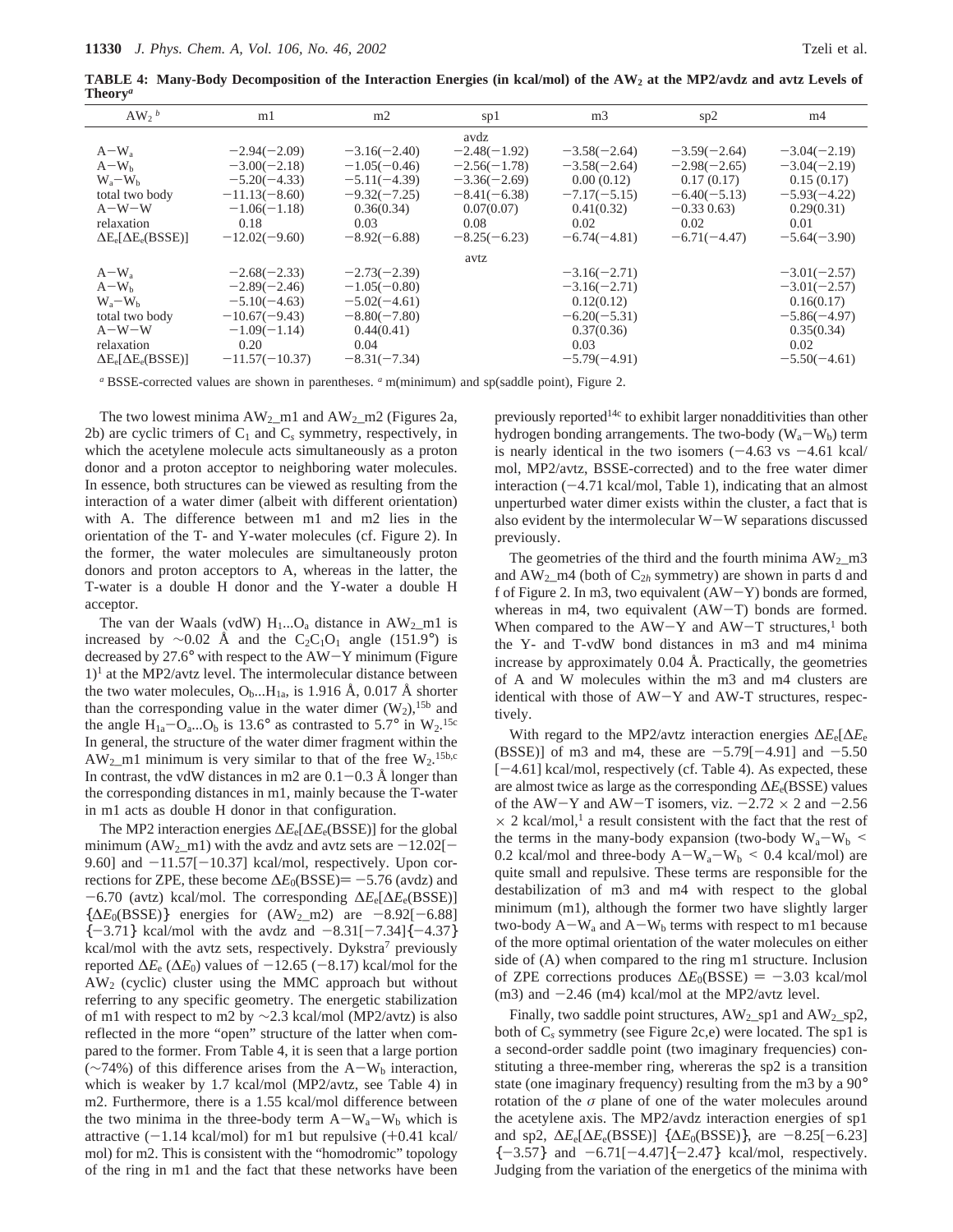**TABLE 4: Many-Body Decomposition of the Interaction Energies (in kcal/mol) of the $AW_2$ at the MP2/avdz and avtz Levels of Theory**[a]

| $AW_2$ [b] | m1 | m2 | sp1 | m3 | sp2 | m4 |
|---|---|---|---|---|---|---|
| | | | avdz | | | |
| $A-W_a$ | −2.94(−2.09) | −3.16(−2.40) | −2.48(−1.92) | −3.58(−2.64) | −3.59(−2.64) | −3.04(−2.19) |
| $A-W_b$ | −3.00(−2.18) | −1.05(−0.46) | −2.56(−1.78) | −3.58(−2.64) | −2.98(−2.65) | −3.04(−2.19) |
| $W_a-W_b$ | −5.20(−4.33) | −5.11(−4.39) | −3.36(−2.69) | 0.00 (0.12) | 0.17 (0.17) | 0.15 (0.17) |
| total two body | −11.13(−8.60) | −9.32(−7.25) | −8.41(−6.38) | −7.17(−5.15) | −6.40(−5.13) | −5.93(−4.22) |
| A−W−W | −1.06(−1.18) | 0.36(0.34) | 0.07(0.07) | 0.41(0.32) | −0.33 0.63) | 0.29(0.31) |
| relaxation | 0.18 | 0.03 | 0.08 | 0.02 | 0.02 | 0.01 |
| $\Delta E_e[\Delta E_e(BSSE)]$ | −12.02(−9.60) | −8.92(−6.88) | −8.25(−6.23) | −6.74(−4.81) | −6.71(−4.47) | −5.64(−3.90) |
| | | | avtz | | | |
| $A-W_a$ | −2.68(−2.33) | −2.73(−2.39) | | −3.16(−2.71) | | −3.01(−2.57) |
| $A-W_b$ | −2.89(−2.46) | −1.05(−0.80) | | −3.16(−2.71) | | −3.01(−2.57) |
| $W_a-W_b$ | −5.10(−4.63) | −5.02(−4.61) | | 0.12(0.12) | | 0.16(0.17) |
| total two body | −10.67(−9.43) | −8.80(−7.80) | | −6.20(−5.31) | | −5.86(−4.97) |
| A−W−W | −1.09(−1.14) | 0.44(0.41) | | 0.37(0.36) | | 0.35(0.34) |
| relaxation | 0.20 | 0.04 | | 0.03 | | 0.02 |
| $\Delta E_e[\Delta E_e(BSSE)]$ | −11.57(−10.37) | −8.31(−7.34) | | −5.79(−4.91) | | −5.50(−4.61) |

[a] BSSE-corrected values are shown in parentheses. [a] m(minimum) and sp(saddle point), Figure 2.

The two lowest minima $AW_2$\_m1 and $AW_2$\_m2 (Figures 2a, 2b) are cyclic trimers of $C_1$ and $C_s$ symmetry, respectively, in which the acetylene molecule acts simultaneously as a proton donor and a proton acceptor to neighboring water molecules. In essence, both structures can be viewed as resulting from the interaction of a water dimer (albeit with different orientation) with A. The difference between m1 and m2 lies in the orientation of the T- and Y-water molecules (cf. Figure 2). In the former, the water molecules are simultaneously proton donors and proton acceptors to A, whereas in the latter, the T-water is a double H donor and the Y-water a double H acceptor.

The van der Waals (vdW) $H_1...O_a$ distance in $AW_2$\_m1 is increased by ~0.02 Å and the $C_2C_1O_1$ angle (151.9°) is decreased by 27.6° with respect to the AW−Y minimum (Figure 1)[1] at the MP2/avtz level. The intermolecular distance between the two water molecules, $O_b...H_{1a}$, is 1.916 Å, 0.017 Å shorter than the corresponding value in the water dimer ($W_2$),[15b] and the angle $H_{1a}-O_a...O_b$ is 13.6° as contrasted to 5.7° in $W_2$.[15c] In general, the structure of the water dimer fragment within the $AW_2$\_m1 minimum is very similar to that of the free $W_2$.[15b,c] In contrast, the vdW distances in m2 are 0.1−0.3 Å longer than the corresponding distances in m1, mainly because the T-water in m1 acts as double H donor in that configuration.

The MP2 interaction energies $\Delta E_e[\Delta E_e(BSSE)]$ for the global minimum ($AW_2$\_m1) with the avdz and avtz sets are −12.02[−9.60] and −11.57[−10.37] kcal/mol, respectively. Upon corrections for ZPE, these become $\Delta E_0(BSSE)$= −5.76 (avdz) and −6.70 (avtz) kcal/mol. The corresponding $\Delta E_e[\Delta E_e(BSSE)]$ {$\Delta E_0(BSSE)$} energies for ($AW_2$\_m2) are −8.92[−6.88] {−3.71} kcal/mol with the avdz and −8.31[−7.34]{−4.37} kcal/mol with the avtz sets, respectively. Dykstra[7] previously reported $\Delta E_e$ ($\Delta E_0$) values of −12.65 (−8.17) kcal/mol for the $AW_2$ (cyclic) cluster using the MMC approach but without referring to any specific geometry. The energetic stabilization of m1 with respect to m2 by ~2.3 kcal/mol (MP2/avtz) is also reflected in the more "open" structure of the latter when compared to the former. From Table 4, it is seen that a large portion (~74%) of this difference arises from the $A-W_b$ interaction, which is weaker by 1.7 kcal/mol (MP2/avtz, see Table 4) in m2. Furthermore, there is a 1.55 kcal/mol difference between the two minima in the three-body term $A-W_a-W_b$ which is attractive (−1.14 kcal/mol) for m1 but repulsive (+0.41 kcal/mol) for m2. This is consistent with the "homodromic" topology of the ring in m1 and the fact that these networks have been previously reported[14c] to exhibit larger nonadditivities than other hydrogen bonding arrangements. The two-body ($W_a-W_b$) term is nearly identical in the two isomers (−4.63 vs −4.61 kcal/mol, MP2/avtz, BSSE-corrected) and to the free water dimer interaction (−4.71 kcal/mol, Table 1), indicating that an almost unperturbed water dimer exists within the cluster, a fact that is also evident by the intermolecular W−W separations discussed previously.

The geometries of the third and the fourth minima $AW_2$\_m3 and $AW_2$\_m4 (both of $C_{2h}$ symmetry) are shown in parts d and f of Figure 2. In m3, two equivalent (AW−Y) bonds are formed, whereas in m4, two equivalent (AW−T) bonds are formed. When compared to the AW−Y and AW−T structures,[1] both the Y- and T-vdW bond distances in m3 and m4 minima increase by approximately 0.04 Å. Practically, the geometries of A and W molecules within the m3 and m4 clusters are identical with those of AW−Y and AW-T structures, respectively.

With regard to the MP2/avtz interaction energies $\Delta E_e[\Delta E_e(BSSE)]$ of m3 and m4, these are −5.79[−4.91] and −5.50 [−4.61] kcal/mol, respectively (cf. Table 4). As expected, these are almost twice as large as the corresponding $\Delta E_e(BSSE)$ values of the AW−Y and AW−T isomers, viz. −2.72 × 2 and −2.56 × 2 kcal/mol,[1] a result consistent with the fact that the rest of the terms in the many-body expansion (two-body $W_a-W_b$ < 0.2 kcal/mol and three-body $A-W_a-W_b$ < 0.4 kcal/mol) are quite small and repulsive. These terms are responsible for the destabilization of m3 and m4 with respect to the global minimum (m1), although the former two have slightly larger two-body $A-W_a$ and $A-W_b$ terms with respect to m1 because of the more optimal orientation of the water molecules on either side of (A) when compared to the ring m1 structure. Inclusion of ZPE corrections produces $\Delta E_0(BSSE)$ = −3.03 kcal/mol (m3) and −2.46 (m4) kcal/mol at the MP2/avtz level.

Finally, two saddle point structures, $AW_2$\_sp1 and $AW_2$\_sp2, both of $C_s$ symmetry (see Figure 2c,e) were located. The sp1 is a second-order saddle point (two imaginary frequencies) constituting a three-member ring, whereas the sp2 is a transition state (one imaginary frequency) resulting from the m3 by a 90° rotation of the $\sigma$ plane of one of the water molecules around the acetylene axis. The MP2/avdz interaction energies of sp1 and sp2, $\Delta E_e[\Delta E_e(BSSE)]$ {$\Delta E_0(BSSE)$}, are −8.25[−6.23] {−3.57} and −6.71[−4.47]{−2.47} kcal/mol, respectively. Judging from the variation of the energetics of the minima with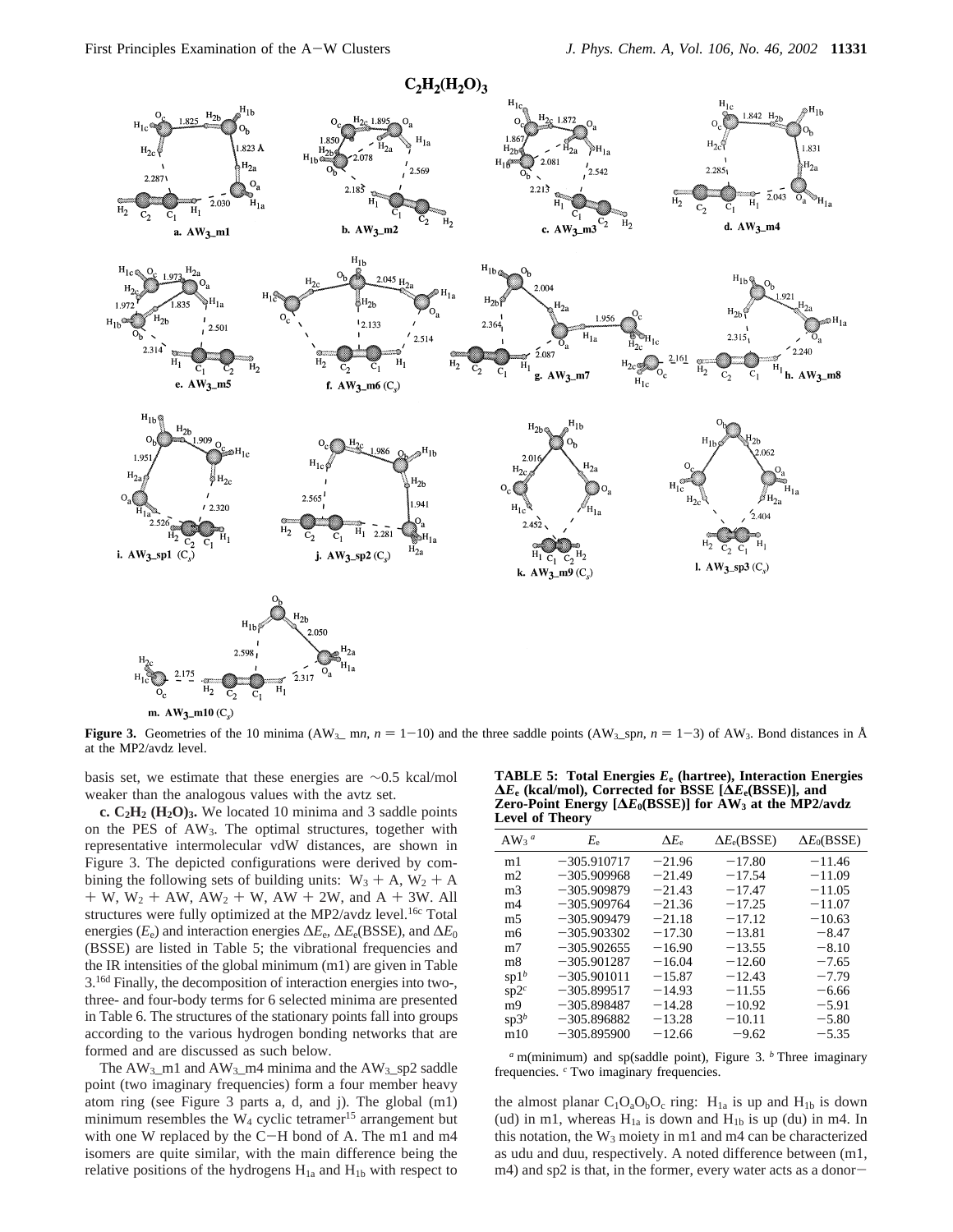**Figure 3.** Geometries of the 10 minima ($AW_3$_ m*n*, *n* = 1−10) and the three saddle points ($AW_3$_sp*n*, *n* = 1−3) of $AW_3$. Bond distances in Å at the MP2/avdz level.

basis set, we estimate that these energies are ∼0.5 kcal/mol weaker than the analogous values with the avtz set.

**c. $C_2H_2$ ($H_2O$)$_3$.** We located 10 minima and 3 saddle points on the PES of $AW_3$. The optimal structures, together with representative intermolecular vdW distances, are shown in Figure 3. The depicted configurations were derived by combining the following sets of building units: $W_3$ + A, $W_2$ + A + W, $W_2$ + AW, $AW_2$ + W, AW + 2W, and A + 3W. All structures were fully optimized at the MP2/avdz level.[16c] Total energies ($E_e$) and interaction energies $\Delta E_e$, $\Delta E_e$(BSSE), and $\Delta E_0$ (BSSE) are listed in Table 5; the vibrational frequencies and the IR intensities of the global minimum (m1) are given in Table 3.[16d] Finally, the decomposition of interaction energies into two-, three- and four-body terms for 6 selected minima are presented in Table 6. The structures of the stationary points fall into groups according to the various hydrogen bonding networks that are formed and are discussed as such below.

The $AW_3$_m1 and $AW_3$_m4 minima and the $AW_3$_sp2 saddle point (two imaginary frequencies) form a four member heavy atom ring (see Figure 3 parts a, d, and j). The global (m1) minimum resembles the $W_4$ cyclic tetramer[15] arrangement but with one W replaced by the C−H bond of A. The m1 and m4 isomers are quite similar, with the main difference being the relative positions of the hydrogens $H_{1a}$ and $H_{1b}$ with respect to the almost planar $C_1O_aO_bO_c$ ring: $H_{1a}$ is up and $H_{1b}$ is down (ud) in m1, whereas $H_{1a}$ is down and $H_{1b}$ is up (du) in m4. In this notation, the $W_3$ moiety in m1 and m4 can be characterized as udu and duu, respectively. A noted difference between (m1, m4) and sp2 is that, in the former, every water acts as a donor−

**TABLE 5: Total Energies $E_e$ (hartree), Interaction Energies $\Delta E_e$ (kcal/mol), Corrected for BSSE [$\Delta E_e$(BSSE)], and Zero-Point Energy [$\Delta E_0$(BSSE)] for $AW_3$ at the MP2/avdz Level of Theory**

| $AW_3$ [a] | $E_e$ | $\Delta E_e$ | $\Delta E_e$(BSSE) | $\Delta E_0$(BSSE) |
|---|---|---|---|---|
| m1 | −305.910717 | −21.96 | −17.80 | −11.46 |
| m2 | −305.909968 | −21.49 | −17.54 | −11.09 |
| m3 | −305.909879 | −21.43 | −17.47 | −11.05 |
| m4 | −305.909764 | −21.36 | −17.25 | −11.07 |
| m5 | −305.909479 | −21.18 | −17.12 | −10.63 |
| m6 | −305.903302 | −17.30 | −13.81 | −8.47 |
| m7 | −305.902655 | −16.90 | −13.55 | −8.10 |
| m8 | −305.901287 | −16.04 | −12.60 | −7.65 |
| sp1[b] | −305.901011 | −15.87 | −12.43 | −7.79 |
| sp2[c] | −305.899517 | −14.93 | −11.55 | −6.66 |
| m9 | −305.898487 | −14.28 | −10.92 | −5.91 |
| sp3[b] | −305.896882 | −13.28 | −10.11 | −5.80 |
| m10 | −305.895900 | −12.66 | −9.62 | −5.35 |

[a] m(minimum) and sp(saddle point), Figure 3. [b] Three imaginary frequencies. [c] Two imaginary frequencies.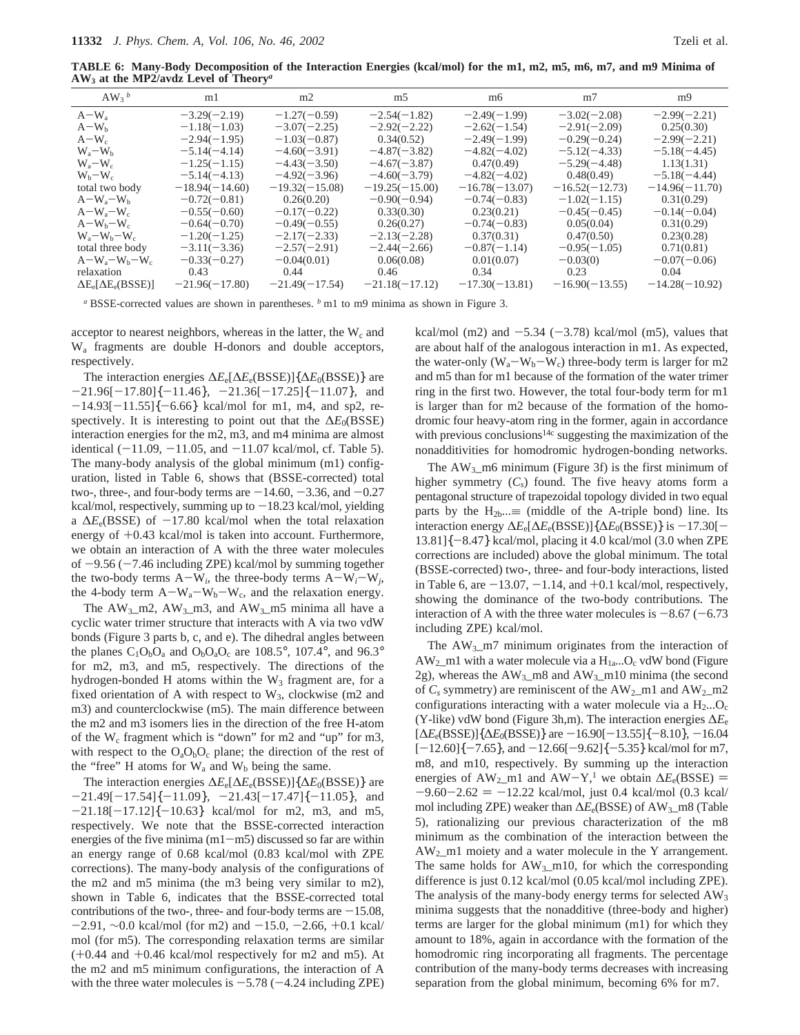**TABLE 6: Many-Body Decomposition of the Interaction Energies (kcal/mol) for the m1, m2, m5, m6, m7, and m9 Minima of $AW_3$ at the MP2/avdz Level of Theory[a]**

| $AW_3$ [b] | m1 | m2 | m5 | m6 | m7 | m9 |
|---|---|---|---|---|---|---|
| $A-W_a$ | −3.29(−2.19) | −1.27(−0.59) | −2.54(−1.82) | −2.49(−1.99) | −3.02(−2.08) | −2.99(−2.21) |
| $A-W_b$ | −1.18(−1.03) | −3.07(−2.25) | −2.92(−2.22) | −2.62(−1.54) | −2.91(−2.09) | 0.25(0.30) |
| $A-W_c$ | −2.94(−1.95) | −1.03(−0.87) | 0.34(0.52) | −2.49(−1.99) | −0.29(−0.24) | −2.99(−2.21) |
| $W_a-W_b$ | −5.14(−4.14) | −4.60(−3.91) | −4.87(−3.82) | −4.82(−4.02) | −5.12(−4.33) | −5.18(−4.45) |
| $W_a-W_c$ | −1.25(−1.15) | −4.43(−3.50) | −4.67(−3.87) | 0.47(0.49) | −5.29(−4.48) | 1.13(1.31) |
| $W_b-W_c$ | −5.14(−4.13) | −4.92(−3.96) | −4.60(−3.79) | −4.82(−4.02) | 0.48(0.49) | −5.18(−4.44) |
| total two body | −18.94(−14.60) | −19.32(−15.08) | −19.25(−15.00) | −16.78(−13.07) | −16.52(−12.73) | −14.96(−11.70) |
| $A-W_a-W_b$ | −0.72(−0.81) | 0.26(0.20) | −0.90(−0.94) | −0.74(−0.83) | −1.02(−1.15) | 0.31(0.29) |
| $A-W_a-W_c$ | −0.55(−0.60) | −0.17(−0.22) | 0.33(0.30) | 0.23(0.21) | −0.45(−0.45) | −0.14(−0.04) |
| $A-W_b-W_c$ | −0.64(−0.70) | −0.49(−0.55) | 0.26(0.27) | −0.74(−0.83) | 0.05(0.04) | 0.31(0.29) |
| $W_a-W_b-W_c$ | −1.20(−1.25) | −2.17(−2.33) | −2.13(−2.28) | 0.37(0.31) | 0.47(0.50) | 0.23(0.28) |
| total three body | −3.11(−3.36) | −2.57(−2.91) | −2.44(−2.66) | −0.87(−1.14) | −0.95(−1.05) | 0.71(0.81) |
| $A-W_a-W_b-W_c$ | −0.33(−0.27) | −0.04(0.01) | 0.06(0.08) | 0.01(0.07) | −0.03(0) | −0.07(−0.06) |
| relaxation | 0.43 | 0.44 | 0.46 | 0.34 | 0.23 | 0.04 |
| $\Delta E_e[\Delta E_e(\text{BSSE})]$ | −21.96(−17.80) | −21.49(−17.54) | −21.18(−17.12) | −17.30(−13.81) | −16.90(−13.55) | −14.28(−10.92) |

[a] BSSE-corrected values are shown in parentheses. [b] m1 to m9 minima as shown in Figure 3.

acceptor to nearest neighbors, whereas in the latter, the $W_c$ and $W_a$ fragments are double H-donors and double acceptors, respectively.

The interaction energies $\Delta E_e[\Delta E_e(\text{BSSE})]\{\Delta E_0(\text{BSSE})\}$ are −21.96[−17.80]{−11.46}, −21.36[−17.25]{−11.07}, and −14.93[−11.55]{−6.66} kcal/mol for m1, m4, and sp2, respectively. It is interesting to point out that the $\Delta E_0(\text{BSSE})$ interaction energies for the m2, m3, and m4 minima are almost identical (−11.09, −11.05, and −11.07 kcal/mol, cf. Table 5). The many-body analysis of the global minimum (m1) configuration, listed in Table 6, shows that (BSSE-corrected) total two-, three-, and four-body terms are −14.60, −3.36, and −0.27 kcal/mol, respectively, summing up to −18.23 kcal/mol, yielding a $\Delta E_e(\text{BSSE})$ of −17.80 kcal/mol when the total relaxation energy of +0.43 kcal/mol is taken into account. Furthermore, we obtain an interaction of A with the three water molecules of −9.56 (−7.46 including ZPE) kcal/mol by summing together the two-body terms $A-W_i$, the three-body terms $A-W_i-W_j$, the 4-body term $A-W_a-W_b-W_c$, and the relaxation energy.

The $AW_3$_m2, $AW_3$_m3, and $AW_3$_m5 minima all have a cyclic water trimer structure that interacts with A via two vdW bonds (Figure 3 parts b, c, and e). The dihedral angles between the planes $C_1O_bO_a$ and $O_bO_aO_c$ are 108.5°, 107.4°, and 96.3° for m2, m3, and m5, respectively. The directions of the hydrogen-bonded H atoms within the $W_3$ fragment are, for a fixed orientation of A with respect to $W_3$, clockwise (m2 and m3) and counterclockwise (m5). The main difference between the m2 and m3 isomers lies in the direction of the free H-atom of the $W_c$ fragment which is "down" for m2 and "up" for m3, with respect to the $O_aO_bO_c$ plane; the direction of the rest of the "free" H atoms for $W_a$ and $W_b$ being the same.

The interaction energies $\Delta E_e[\Delta E_e(\text{BSSE})]\{\Delta E_0(\text{BSSE})\}$ are −21.49[−17.54]{−11.09}, −21.43[−17.47]{−11.05}, and −21.18[−17.12]{−10.63} kcal/mol for m2, m3, and m5, respectively. We note that the BSSE-corrected interaction energies of the five minima (m1−m5) discussed so far are within an energy range of 0.68 kcal/mol (0.83 kcal/mol with ZPE corrections). The many-body analysis of the configurations of the m2 and m5 minima (the m3 being very similar to m2), shown in Table 6, indicates that the BSSE-corrected total contributions of the two-, three- and four-body terms are −15.08, −2.91, ∼0.0 kcal/mol (for m2) and −15.0, −2.66, +0.1 kcal/mol (for m5). The corresponding relaxation terms are similar (+0.44 and +0.46 kcal/mol respectively for m2 and m5). At the m2 and m5 minimum configurations, the interaction of A with the three water molecules is −5.78 (−4.24 including ZPE) kcal/mol (m2) and −5.34 (−3.78) kcal/mol (m5), values that are about half of the analogous interaction in m1. As expected, the water-only ($W_a-W_b-W_c$) three-body term is larger for m2 and m5 than for m1 because of the formation of the water trimer ring in the first two. However, the total four-body term for m1 is larger than for m2 because of the formation of the homodromic four heavy-atom ring in the former, again in accordance with previous conclusions[14c] suggesting the maximization of the nonadditivities for homodromic hydrogen-bonding networks.

The $AW_3$_m6 minimum (Figure 3f) is the first minimum of higher symmetry ($C_s$) found. The five heavy atoms form a pentagonal structure of trapezoidal topology divided in two equal parts by the $H_{2b}$...≡ (middle of the A-triple bond) line. Its interaction energy $\Delta E_e[\Delta E_e(\text{BSSE})]\{\Delta E_0(\text{BSSE})\}$ is −17.30[−13.81]{−8.47} kcal/mol, placing it 4.0 kcal/mol (3.0 when ZPE corrections are included) above the global minimum. The total (BSSE-corrected) two-, three- and four-body interactions, listed in Table 6, are −13.07, −1.14, and +0.1 kcal/mol, respectively, showing the dominance of the two-body contributions. The interaction of A with the three water molecules is −8.67 (−6.73 including ZPE) kcal/mol.

The $AW_3$_m7 minimum originates from the interaction of $AW_2$_m1 with a water molecule via a $H_{1a}$...$O_c$ vdW bond (Figure 2g), whereas the $AW_3$_m8 and $AW_3$_m10 minima (the second of $C_s$ symmetry) are reminiscent of the $AW_2$_m1 and $AW_2$_m2 configurations interacting with a water molecule via a $H_2$...$O_c$ (Y-like) vdW bond (Figure 3h,m). The interaction energies $\Delta E_e[\Delta E_e(\text{BSSE})]\{\Delta E_0(\text{BSSE})\}$ are −16.90[−13.55]{−8.10}, −16.04[−12.60]{−7.65}, and −12.66[−9.62]{−5.35} kcal/mol for m7, m8, and m10, respectively. By summing up the interaction energies of $AW_2$_m1 and AW−Y,[1] we obtain $\Delta E_e(\text{BSSE}) = -9.60-2.62 = -12.22$ kcal/mol, just 0.4 kcal/mol (0.3 kcal/mol including ZPE) weaker than $\Delta E_e(\text{BSSE})$ of $AW_3$_m8 (Table 5), rationalizing our previous characterization of the m8 minimum as the combination of the interaction between the $AW_2$_m1 moiety and a water molecule in the Y arrangement. The same holds for $AW_3$_m10, for which the corresponding difference is just 0.12 kcal/mol (0.05 kcal/mol including ZPE). The analysis of the many-body energy terms for selected $AW_3$ minima suggests that the nonadditive (three-body and higher) terms are larger for the global minimum (m1) for which they amount to 18%, again in accordance with the formation of the homodromic ring incorporating all fragments. The percentage contribution of the many-body terms decreases with increasing separation from the global minimum, becoming 6% for m7.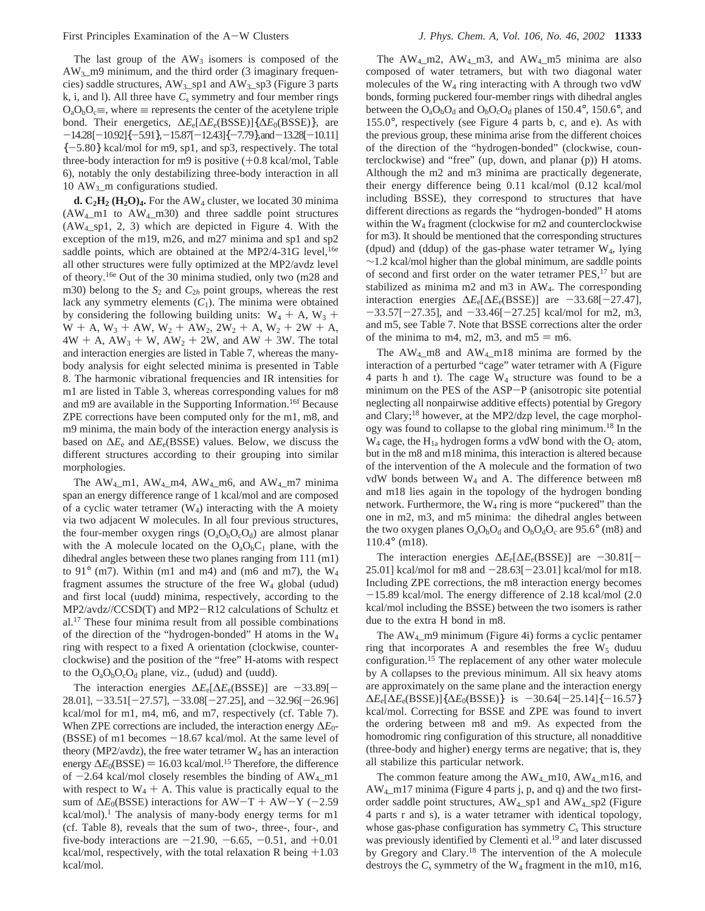The last group of the $AW_3$ isomers is composed of the $AW_3$_m9 minimum, and the third order (3 imaginary frequencies) saddle structures, $AW_3$_sp1 and $AW_3$_sp3 (Figure 3 parts k, i, and l). All three have $C_s$ symmetry and four member rings $O_aO_bO_c\equiv$, where $\equiv$ represents the center of the acetylene triple bond. Their energetics, $\Delta E_e[\Delta E_e(\text{BSSE})]\{\Delta E_0(\text{BSSE})\}$, are $-14.28[-10.92]\{-5.91\}$, $-15.87[-12.43]\{-7.79\}$, and $-13.28[-10.11]\{-5.80\}$ kcal/mol for m9, sp1, and sp3, respectively. The total three-body interaction for m9 is positive (+0.8 kcal/mol, Table 6), notably the only destabilizing three-body interaction in all 10 $AW_3$_m configurations studied.

**d. $C_2H_2$ $(H_2O)_4$.** For the $AW_4$ cluster, we located 30 minima ($AW_4$_m1 to $AW_4$_m30) and three saddle point structures ($AW_4$_sp1, 2, 3) which are depicted in Figure 4. With the exception of the m19, m26, and m27 minima and sp1 and sp2 saddle points, which are obtained at the MP2/4-31G level,[16e] all other structures were fully optimized at the MP2/avdz level of theory.[16e] Out of the 30 minima studied, only two (m28 and m30) belong to the $S_2$ and $C_{2h}$ point groups, whereas the rest lack any symmetry elements ($C_1$). The minima were obtained by considering the following building units: $W_4$ + A, $W_3$ + W + A, $W_3$ + AW, $W_2$ + $AW_2$, $2W_2$ + A, $W_2$ + 2W + A, 4W + A, $AW_3$ + W, $AW_2$ + 2W, and AW + 3W. The total and interaction energies are listed in Table 7, whereas the many-body analysis for eight selected minima is presented in Table 8. The harmonic vibrational frequencies and IR intensities for m1 are listed in Table 3, whereas corresponding values for m8 and m9 are available in the Supporting Information.[16f] Because ZPE corrections have been computed only for the m1, m8, and m9 minima, the main body of the interaction energy analysis is based on $\Delta E_e$ and $\Delta E_e(\text{BSSE})$ values. Below, we discuss the different structures according to their grouping into similar morphologies.

The $AW_4$_m1, $AW_4$_m4, $AW_4$_m6, and $AW_4$_m7 minima span an energy difference range of 1 kcal/mol and are composed of a cyclic water tetramer ($W_4$) interacting with the A moiety via two adjacent W molecules. In all four previous structures, the four-member oxygen rings ($O_aO_bO_cO_d$) are almost planar with the A molecule located on the $O_aO_bC_1$ plane, with the dihedral angles between these two planes ranging from 111 (m1) to 91° (m7). Within (m1 and m4) and (m6 and m7), the $W_4$ fragment assumes the structure of the free $W_4$ global (udud) and first local (uudd) minima, respectively, according to the MP2/avdz//CCSD(T) and MP2−R12 calculations of Schultz et al.[17] These four minima result from all possible combinations of the direction of the "hydrogen-bonded" H atoms in the $W_4$ ring with respect to a fixed A orientation (clockwise, counterclockwise) and the position of the "free" H-atoms with respect to the $O_aO_bO_cO_d$ plane, viz., (udud) and (uudd).

The interaction energies $\Delta E_e[\Delta E_e(\text{BSSE})]$ are $-33.89[-28.01]$, $-33.51[-27.57]$, $-33.08[-27.25]$, and $-32.96[-26.96]$ kcal/mol for m1, m4, m6, and m7, respectively (cf. Table 7). When ZPE corrections are included, the interaction energy $\Delta E_0(\text{BSSE})$ of m1 becomes $-18.67$ kcal/mol. At the same level of theory (MP2/avdz), the free water tetramer $W_4$ has an interaction energy $\Delta E_0(\text{BSSE}) = 16.03$ kcal/mol.[15] Therefore, the difference of $-2.64$ kcal/mol closely resembles the binding of $AW_4$_m1 with respect to $W_4$ + A. This value is practically equal to the sum of $\Delta E_0(\text{BSSE})$ interactions for AW−T + AW−Y ($-2.59$ kcal/mol).[1] The analysis of many-body energy terms for m1 (cf. Table 8), reveals that the sum of two-, three-, four-, and five-body interactions are $-21.90$, $-6.65$, $-0.51$, and $+0.01$ kcal/mol, respectively, with the total relaxation R being $+1.03$ kcal/mol.

The $AW_4$_m2, $AW_4$_m3, and $AW_4$_m5 minima are also composed of water tetramers, but with two diagonal water molecules of the $W_4$ ring interacting with A through two vdW bonds, forming puckered four-member rings with dihedral angles between the $O_aO_bO_d$ and $O_bO_cO_d$ planes of 150.4°, 150.6°, and 155.0°, respectively (see Figure 4 parts b, c, and e). As with the previous group, these minima arise from the different choices of the direction of the "hydrogen-bonded" (clockwise, counterclockwise) and "free" (up, down, and planar (p)) H atoms. Although the m2 and m3 minima are practically degenerate, their energy difference being 0.11 kcal/mol (0.12 kcal/mol including BSSE), they correspond to structures that have different directions as regards the "hydrogen-bonded" H atoms within the $W_4$ fragment (clockwise for m2 and counterclockwise for m3). It should be mentioned that the corresponding structures (dpud) and (ddup) of the gas-phase water tetramer $W_4$, lying ~1.2 kcal/mol higher than the global minimum, are saddle points of second and first order on the water tetramer PES,[17] but are stabilized as minima m2 and m3 in $AW_4$. The corresponding interaction energies $\Delta E_e[\Delta E_e(\text{BSSE})]$ are $-33.68[-27.47]$, $-33.57[-27.35]$, and $-33.46[-27.25]$ kcal/mol for m2, m3, and m5, see Table 7. Note that BSSE corrections alter the order of the minima to m4, m2, m3, and m5 = m6.

The $AW_4$_m8 and $AW_4$_m18 minima are formed by the interaction of a perturbed "cage" water tetramer with A (Figure 4 parts h and t). The cage $W_4$ structure was found to be a minimum on the PES of the ASP−P (anisotropic site potential neglecting all nonpairwise additive effects) potential by Gregory and Clary;[18] however, at the MP2/dzp level, the cage morphology was found to collapse to the global ring minimum.[18] In the $W_4$ cage, the $H_{1a}$ hydrogen forms a vdW bond with the $O_c$ atom, but in the m8 and m18 minima, this interaction is altered because of the intervention of the A molecule and the formation of two vdW bonds between $W_4$ and A. The difference between m8 and m18 lies again in the topology of the hydrogen bonding network. Furthermore, the $W_4$ ring is more "puckered" than the one in m2, m3, and m5 minima: the dihedral angles between the two oxygen planes $O_aO_bO_d$ and $O_bO_dO_c$ are 95.6° (m8) and 110.4° (m18).

The interaction energies $\Delta E_e[\Delta E_e(\text{BSSE})]$ are $-30.81[-25.01]$ kcal/mol for m8 and $-28.63[-23.01]$ kcal/mol for m18. Including ZPE corrections, the m8 interaction energy becomes $-15.89$ kcal/mol. The energy difference of 2.18 kcal/mol (2.0 kcal/mol including the BSSE) between the two isomers is rather due to the extra H bond in m8.

The $AW_4$_m9 minimum (Figure 4i) forms a cyclic pentamer ring that incorporates A and resembles the free $W_5$ duduu configuration.[15] The replacement of any other water molecule by A collapses to the previous minimum. All six heavy atoms are approximately on the same plane and the interaction energy $\Delta E_e[\Delta E_e(\text{BSSE})]\{\Delta E_0(\text{BSSE})\}$ is $-30.64[-25.14]\{-16.57\}$ kcal/mol. Correcting for BSSE and ZPE was found to invert the ordering between m8 and m9. As expected from the homodromic ring configuration of this structure, all nonadditive (three-body and higher) energy terms are negative; that is, they all stabilize this particular network.

The common feature among the $AW_4$_m10, $AW_4$_m16, and $AW_4$_m17 minima (Figure 4 parts j, p, and q) and the two first-order saddle point structures, $AW_4$_sp1 and $AW_4$_sp2 (Figure 4 parts r and s), is a water tetramer with identical topology, whose gas-phase configuration has symmetry $C_s$ This structure was previously identified by Clementi et al.[19] and later discussed by Gregory and Clary.[18] The intervention of the A molecule destroys the $C_s$ symmetry of the $W_4$ fragment in the m10, m16,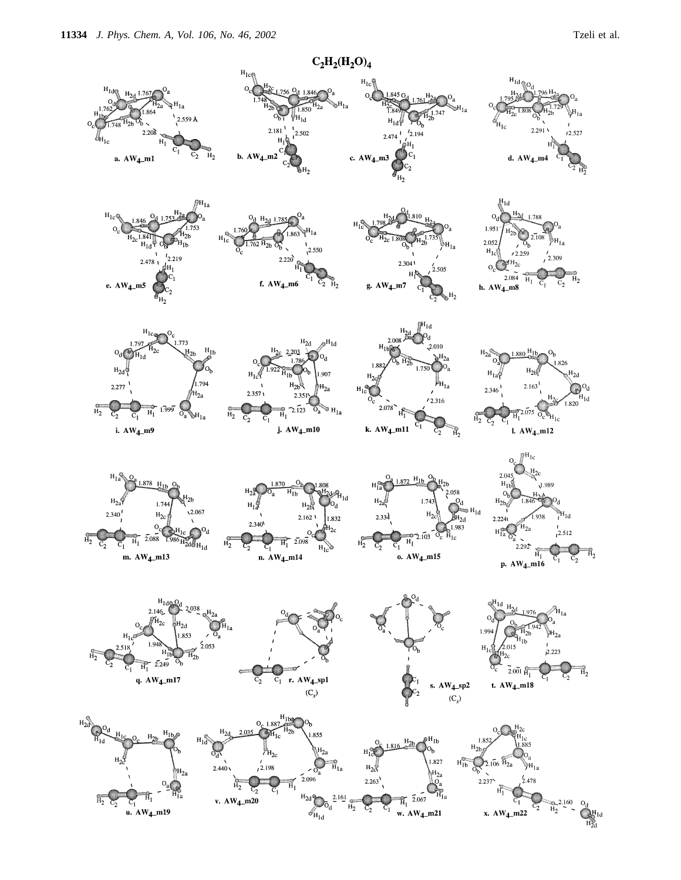## $C_2H_2(H_2O)_4$

a. $AW_4$_m1
b. $AW_4$_m2
c. $AW_4$_m3
d. $AW_4$_m4
e. $AW_4$_m5
f. $AW_4$_m6
g. $AW_4$_m7
h. $AW_4$_m8
i. $AW_4$_m9
j. $AW_4$_m10
k. $AW_4$_m11
l. $AW_4$_m12
m. $AW_4$_m13
n. $AW_4$_m14
o. $AW_4$_m15
p. $AW_4$_m16
q. $AW_4$_m17
r. $AW_4$_sp1 ($C_s$)
s. $AW_4$_sp2 ($C_s$)
t. $AW_4$_m18
u. $AW_4$_m19
v. $AW_4$_m20
w. $AW_4$_m21
x. $AW_4$_m22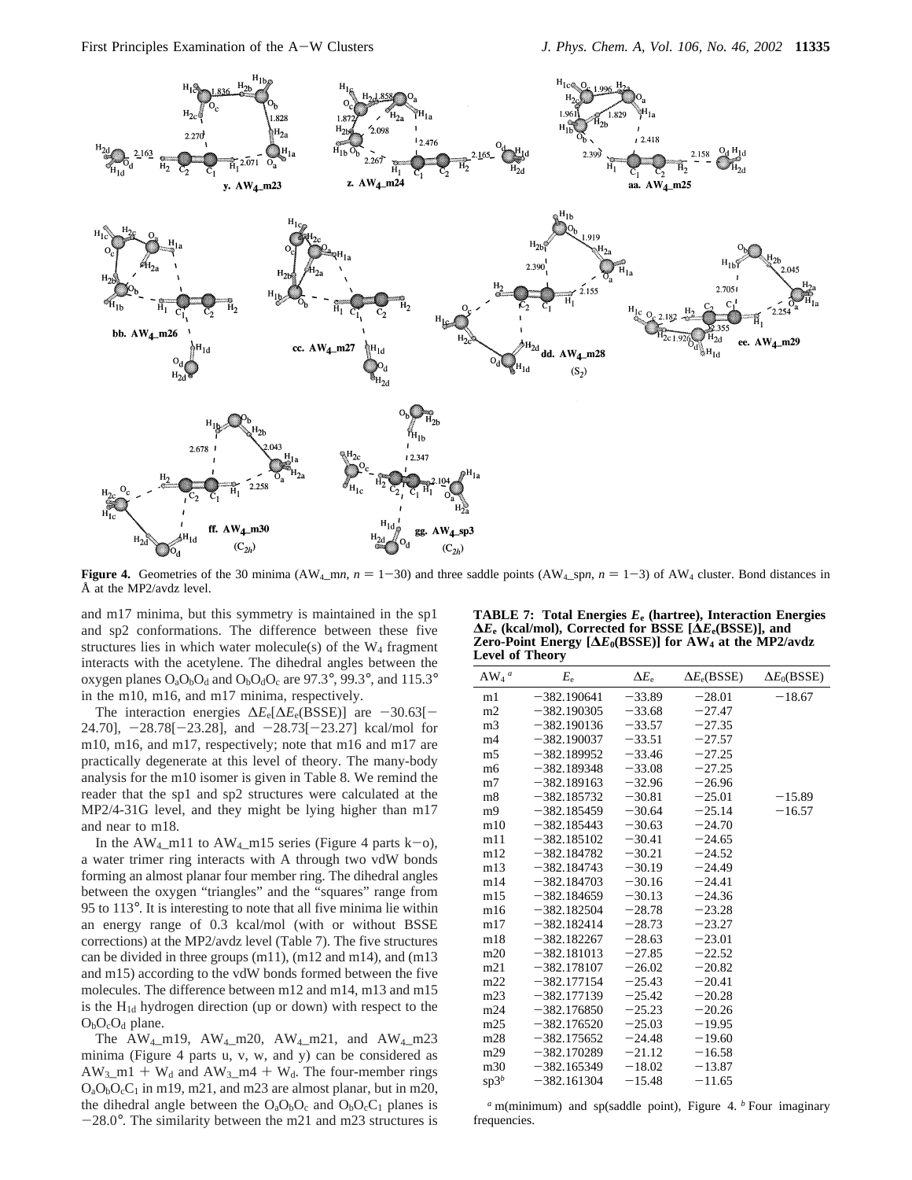**Figure 4.** Geometries of the 30 minima (AW$_4$_m$n$, $n$ = 1−30) and three saddle points (AW$_4$_sp$n$, $n$ = 1−3) of AW$_4$ cluster. Bond distances in Å at the MP2/avdz level.

and m17 minima, but this symmetry is maintained in the sp1 and sp2 conformations. The difference between these five structures lies in which water molecule(s) of the W$_4$ fragment interacts with the acetylene. The dihedral angles between the oxygen planes O$_a$O$_b$O$_d$ and O$_b$O$_d$O$_c$ are 97.3°, 99.3°, and 115.3° in the m10, m16, and m17 minima, respectively.

The interaction energies $\Delta E_e$[$\Delta E_e$(BSSE)] are −30.63[−24.70], −28.78[−23.28], and −28.73[−23.27] kcal/mol for m10, m16, and m17, respectively; note that m16 and m17 are practically degenerate at this level of theory. The many-body analysis for the m10 isomer is given in Table 8. We remind the reader that the sp1 and sp2 structures were calculated at the MP2/4-31G level, and they might be lying higher than m17 and near to m18.

In the AW$_4$_m11 to AW$_4$_m15 series (Figure 4 parts k−o), a water trimer ring interacts with A through two vdW bonds forming an almost planar four member ring. The dihedral angles between the oxygen "triangles" and the "squares" range from 95 to 113°. It is interesting to note that all five minima lie within an energy range of 0.3 kcal/mol (with or without BSSE corrections) at the MP2/avdz level (Table 7). The five structures can be divided in three groups (m11), (m12 and m14), and (m13 and m15) according to the vdW bonds formed between the five molecules. The difference between m12 and m14, m13 and m15 is the H$_{1d}$ hydrogen direction (up or down) with respect to the O$_b$O$_c$O$_d$ plane.

The AW$_4$_m19, AW$_4$_m20, AW$_4$_m21, and AW$_4$_m23 minima (Figure 4 parts u, v, w, and y) can be considered as AW$_3$_m1 + W$_d$ and AW$_3$_m4 + W$_d$. The four-member rings O$_a$O$_b$O$_c$C$_1$ in m19, m21, and m23 are almost planar, but in m20, the dihedral angle between the O$_a$O$_b$O$_c$ and O$_b$O$_c$C$_1$ planes is −28.0°. The similarity between the m21 and m23 structures is

**TABLE 7: Total Energies $E_e$ (hartree), Interaction Energies $\Delta E_e$ (kcal/mol), Corrected for BSSE [$\Delta E_e$(BSSE)], and Zero-Point Energy [$\Delta E_0$(BSSE)] for AW$_4$ at the MP2/avdz Level of Theory**

| AW$_4$ [a] | $E_e$ | $\Delta E_e$ | $\Delta E_e$(BSSE) | $\Delta E_0$(BSSE) |
|---|---|---|---|---|
| m1 | −382.190641 | −33.89 | −28.01 | −18.67 |
| m2 | −382.190305 | −33.68 | −27.47 | |
| m3 | −382.190136 | −33.57 | −27.35 | |
| m4 | −382.190037 | −33.51 | −27.57 | |
| m5 | −382.189952 | −33.46 | −27.25 | |
| m6 | −382.189348 | −33.08 | −27.25 | |
| m7 | −382.189163 | −32.96 | −26.96 | |
| m8 | −382.185732 | −30.81 | −25.01 | −15.89 |
| m9 | −382.185459 | −30.64 | −25.14 | −16.57 |
| m10 | −382.185443 | −30.63 | −24.70 | |
| m11 | −382.185102 | −30.41 | −24.65 | |
| m12 | −382.184782 | −30.21 | −24.52 | |
| m13 | −382.184743 | −30.19 | −24.49 | |
| m14 | −382.184703 | −30.16 | −24.41 | |
| m15 | −382.184659 | −30.13 | −24.36 | |
| m16 | −382.182504 | −28.78 | −23.28 | |
| m17 | −382.182414 | −28.73 | −23.27 | |
| m18 | −382.182267 | −28.63 | −23.01 | |
| m20 | −382.181013 | −27.85 | −22.52 | |
| m21 | −382.178107 | −26.02 | −20.82 | |
| m22 | −382.177154 | −25.43 | −20.41 | |
| m23 | −382.177139 | −25.42 | −20.28 | |
| m24 | −382.176850 | −25.23 | −20.26 | |
| m25 | −382.176520 | −25.03 | −19.95 | |
| m28 | −382.175652 | −24.48 | −19.60 | |
| m29 | −382.170289 | −21.12 | −16.58 | |
| m30 | −382.165349 | −18.02 | −13.87 | |
| sp3[b] | −382.161304 | −15.48 | −11.65 | |

[a] m(minimum) and sp(saddle point), Figure 4. [b] Four imaginary frequencies.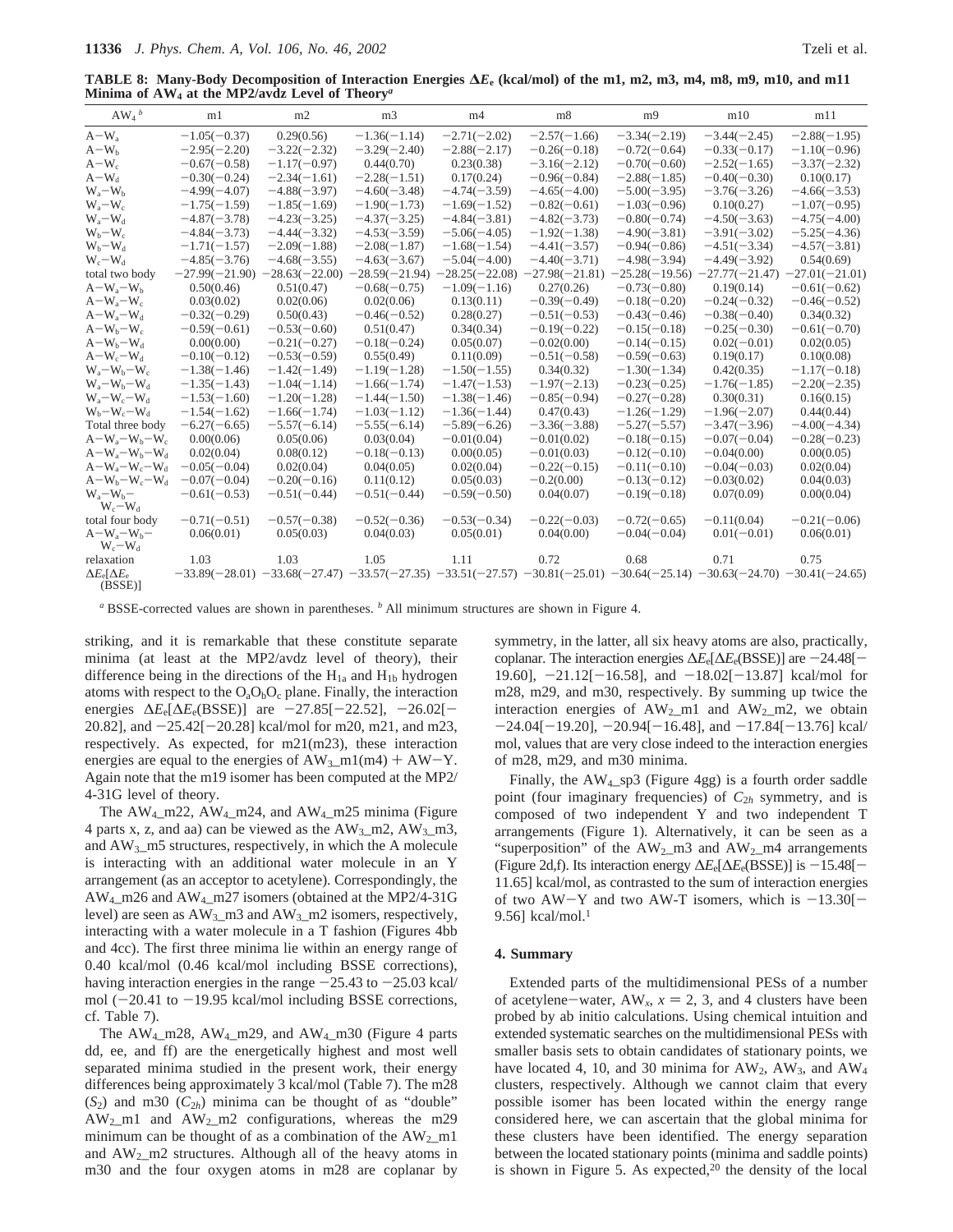**TABLE 8: Many-Body Decomposition of Interaction Energies $\Delta E_e$ (kcal/mol) of the m1, m2, m3, m4, m8, m9, m10, and m11 Minima of $AW_4$ at the MP2/avdz Level of Theory[a]**

| $AW_4$ [b] | m1 | m2 | m3 | m4 | m8 | m9 | m10 | m11 |
|---|---|---|---|---|---|---|---|---|
| $A-W_a$ | −1.05(−0.37) | 0.29(0.56) | −1.36(−1.14) | −2.71(−2.02) | −2.57(−1.66) | −3.34(−2.19) | −3.44(−2.45) | −2.88(−1.95) |
| $A-W_b$ | −2.95(−2.20) | −3.22(−2.32) | −3.29(−2.40) | −2.88(−2.17) | −0.26(−0.18) | −0.72(−0.64) | −0.33(−0.17) | −1.10(−0.96) |
| $A-W_c$ | −0.67(−0.58) | −1.17(−0.97) | 0.44(0.70) | 0.23(0.38) | −3.16(−2.12) | −0.70(−0.60) | −2.52(−1.65) | −3.37(−2.32) |
| $A-W_d$ | −0.30(−0.24) | −2.34(−1.61) | −2.28(−1.51) | 0.17(0.24) | −0.96(−0.84) | −2.88(−1.85) | −0.40(−0.30) | 0.10(0.17) |
| $W_a-W_b$ | −4.99(−4.07) | −4.88(−3.97) | −4.60(−3.48) | −4.74(−3.59) | −4.65(−4.00) | −5.00(−3.95) | −3.76(−3.26) | −4.66(−3.53) |
| $W_a-W_c$ | −1.75(−1.59) | −1.85(−1.69) | −1.90(−1.73) | −1.69(−1.52) | −0.82(−0.61) | −1.03(−0.96) | 0.10(0.27) | −1.07(−0.95) |
| $W_a-W_d$ | −4.87(−3.78) | −4.23(−3.25) | −4.37(−3.25) | −4.84(−3.81) | −4.82(−3.73) | −0.80(−0.74) | −4.50(−3.63) | −4.75(−4.00) |
| $W_b-W_c$ | −4.84(−3.73) | −4.44(−3.32) | −4.53(−3.59) | −5.06(−4.05) | −1.92(−1.38) | −4.90(−3.81) | −3.91(−3.02) | −5.25(−4.36) |
| $W_b-W_d$ | −1.71(−1.57) | −2.09(−1.88) | −2.08(−1.87) | −1.68(−1.54) | −4.41(−3.57) | −0.94(−0.86) | −4.51(−3.34) | −4.57(−3.81) |
| $W_c-W_d$ | −4.85(−3.76) | −4.68(−3.55) | −4.63(−3.67) | −5.04(−4.00) | −4.40(−3.71) | −4.98(−3.94) | −4.49(−3.92) | 0.54(0.69) |
| total two body | −27.99(−21.90) | −28.63(−22.00) | −28.59(−21.94) | −28.25(−22.08) | −27.98(−21.81) | −25.28(−19.56) | −27.77(−21.47) | −27.01(−21.01) |
| $A-W_a-W_b$ | 0.50(0.46) | 0.51(0.47) | −0.68(−0.75) | −1.09(−1.16) | 0.27(0.26) | −0.73(−0.80) | 0.19(0.14) | −0.61(−0.62) |
| $A-W_a-W_c$ | 0.03(0.02) | 0.02(0.06) | 0.02(0.06) | 0.13(0.11) | −0.39(−0.49) | −0.18(−0.20) | −0.24(−0.32) | −0.46(−0.52) |
| $A-W_a-W_d$ | −0.32(−0.29) | 0.50(0.43) | −0.46(−0.52) | 0.28(0.27) | −0.51(−0.53) | −0.43(−0.46) | −0.38(−0.40) | 0.34(0.32) |
| $A-W_b-W_c$ | −0.59(−0.61) | −0.53(−0.60) | 0.51(0.47) | 0.34(0.34) | −0.19(−0.22) | −0.15(−0.18) | −0.25(−0.30) | −0.61(−0.70) |
| $A-W_b-W_d$ | 0.00(0.00) | −0.21(−0.27) | −0.18(−0.24) | 0.05(0.07) | −0.02(0.00) | −0.14(−0.15) | 0.02(−0.01) | 0.02(0.05) |
| $A-W_c-W_d$ | −0.10(−0.12) | −0.53(−0.59) | 0.55(0.49) | 0.11(0.09) | −0.51(−0.58) | −0.59(−0.63) | 0.19(0.17) | 0.10(0.08) |
| $W_a-W_b-W_c$ | −1.38(−1.46) | −1.42(−1.49) | −1.19(−1.28) | −1.50(−1.55) | 0.34(0.32) | −1.30(−1.34) | 0.42(0.35) | −1.17(−0.18) |
| $W_a-W_b-W_d$ | −1.35(−1.43) | −1.04(−1.14) | −1.66(−1.74) | −1.47(−1.53) | −1.97(−2.13) | −0.23(−0.25) | −1.76(−1.85) | −2.20(−2.35) |
| $W_a-W_c-W_d$ | −1.53(−1.60) | −1.20(−1.28) | −1.44(−1.50) | −1.38(−1.46) | −0.85(−0.94) | −0.27(−0.28) | 0.30(0.31) | 0.16(0.15) |
| $W_b-W_c-W_d$ | −1.54(−1.62) | −1.66(−1.74) | −1.03(−1.12) | −1.36(−1.44) | 0.47(0.43) | −1.26(−1.29) | −1.96(−2.07) | 0.44(0.44) |
| Total three body | −6.27(−6.65) | −5.57(−6.14) | −5.55(−6.14) | −5.89(−6.26) | −3.36(−3.88) | −5.27(−5.57) | −3.47(−3.96) | −4.00(−4.34) |
| $A-W_a-W_b-W_c$ | 0.00(0.06) | 0.05(0.06) | 0.03(0.04) | −0.01(0.04) | −0.01(0.02) | −0.18(−0.15) | −0.07(−0.04) | −0.28(−0.23) |
| $A-W_a-W_b-W_d$ | 0.02(0.04) | 0.08(0.12) | −0.18(−0.13) | 0.00(0.05) | −0.01(0.03) | −0.12(−0.10) | −0.04(0.00) | 0.00(0.05) |
| $A-W_a-W_c-W_d$ | −0.05(−0.04) | 0.02(0.04) | 0.04(0.05) | 0.02(0.04) | −0.22(−0.15) | −0.11(−0.10) | −0.04(−0.03) | 0.02(0.04) |
| $A-W_b-W_c-W_d$ | −0.07(−0.04) | −0.20(−0.16) | 0.11(0.12) | 0.05(0.03) | −0.2(0.00) | −0.13(−0.12) | −0.03(0.02) | 0.04(0.03) |
| $W_a-W_b-W_c-W_d$ | −0.61(−0.53) | −0.51(−0.44) | −0.51(−0.44) | −0.59(−0.50) | 0.04(0.07) | −0.19(−0.18) | 0.07(0.09) | 0.00(0.04) |
| total four body | −0.71(−0.51) | −0.57(−0.38) | −0.52(−0.36) | −0.53(−0.34) | −0.22(−0.03) | −0.72(−0.65) | −0.11(0.04) | −0.21(−0.06) |
| $A-W_a-W_b-W_c-W_d$ | 0.06(0.01) | 0.05(0.03) | 0.04(0.03) | 0.05(0.01) | 0.04(0.00) | −0.04(−0.04) | 0.01(−0.01) | 0.06(0.01) |
| relaxation | 1.03 | 1.03 | 1.05 | 1.11 | 0.72 | 0.68 | 0.71 | 0.75 |
| $\Delta E_e[\Delta E_e$(BSSE)] | −33.89(−28.01) | −33.68(−27.47) | −33.57(−27.35) | −33.51(−27.57) | −30.81(−25.01) | −30.64(−25.14) | −30.63(−24.70) | −30.41(−24.65) |

[a] BSSE-corrected values are shown in parentheses. [b] All minimum structures are shown in Figure 4.

striking, and it is remarkable that these constitute separate minima (at least at the MP2/avdz level of theory), their difference being in the directions of the $H_{1a}$ and $H_{1b}$ hydrogen atoms with respect to the $O_aO_bO_c$ plane. Finally, the interaction energies $\Delta E_e[\Delta E_e$(BSSE)] are −27.85[−22.52], −26.02[−20.82], and −25.42[−20.28] kcal/mol for m20, m21, and m23, respectively. As expected, for m21(m23), these interaction energies are equal to the energies of $AW_3$\_m1(m4) + AW−Y. Again note that the m19 isomer has been computed at the MP2/4-31G level of theory.

The $AW_4$\_m22, $AW_4$\_m24, and $AW_4$\_m25 minima (Figure 4 parts x, z, and aa) can be viewed as the $AW_3$\_m2, $AW_3$\_m3, and $AW_3$\_m5 structures, respectively, in which the A molecule is interacting with an additional water molecule in an Y arrangement (as an acceptor to acetylene). Correspondingly, the $AW_4$\_m26 and $AW_4$\_m27 isomers (obtained at the MP2/4-31G level) are seen as $AW_3$\_m3 and $AW_3$\_m2 isomers, respectively, interacting with a water molecule in a T fashion (Figures 4bb and 4cc). The first three minima lie within an energy range of 0.40 kcal/mol (0.46 kcal/mol including BSSE corrections), having interaction energies in the range −25.43 to −25.03 kcal/mol (−20.41 to −19.95 kcal/mol including BSSE corrections, cf. Table 7).

The $AW_4$\_m28, $AW_4$\_m29, and $AW_4$\_m30 (Figure 4 parts dd, ee, and ff) are the energetically highest and most well separated minima studied in the present work, their energy differences being approximately 3 kcal/mol (Table 7). The m28 ($S_2$) and m30 ($C_{2h}$) minima can be thought of as "double" $AW_2$\_m1 and $AW_2$\_m2 configurations, whereas the m29 minimum can be thought of as a combination of the $AW_2$\_m1 and $AW_2$\_m2 structures. Although all of the heavy atoms in m30 and the four oxygen atoms in m28 are coplanar by symmetry, in the latter, all six heavy atoms are also, practically, coplanar. The interaction energies $\Delta E_e[\Delta E_e$(BSSE)] are −24.48[−19.60], −21.12[−16.58], and −18.02[−13.87] kcal/mol for m28, m29, and m30, respectively. By summing up twice the interaction energies of $AW_2$\_m1 and $AW_2$\_m2, we obtain −24.04[−19.20], −20.94[−16.48], and −17.84[−13.76] kcal/mol, values that are very close indeed to the interaction energies of m28, m29, and m30 minima.

Finally, the $AW_4$\_sp3 (Figure 4gg) is a fourth order saddle point (four imaginary frequencies) of $C_{2h}$ symmetry, and is composed of two independent Y and two independent T arrangements (Figure 1). Alternatively, it can be seen as a "superposition" of the $AW_2$\_m3 and $AW_2$\_m4 arrangements (Figure 2d,f). Its interaction energy $\Delta E_e[\Delta E_e$(BSSE)] is −15.48[−11.65] kcal/mol, as contrasted to the sum of interaction energies of two AW−Y and two AW-T isomers, which is −13.30[−9.56] kcal/mol.[1]

## 4. Summary

Extended parts of the multidimensional PESs of a number of acetylene−water, $AW_x$, $x$ = 2, 3, and 4 clusters have been probed by ab initio calculations. Using chemical intuition and extended systematic searches on the multidimensional PESs with smaller basis sets to obtain candidates of stationary points, we have located 4, 10, and 30 minima for $AW_2$, $AW_3$, and $AW_4$ clusters, respectively. Although we cannot claim that every possible isomer has been located within the energy range considered here, we can ascertain that the global minima for these clusters have been identified. The energy separation between the located stationary points (minima and saddle points) is shown in Figure 5. As expected,[20] the density of the local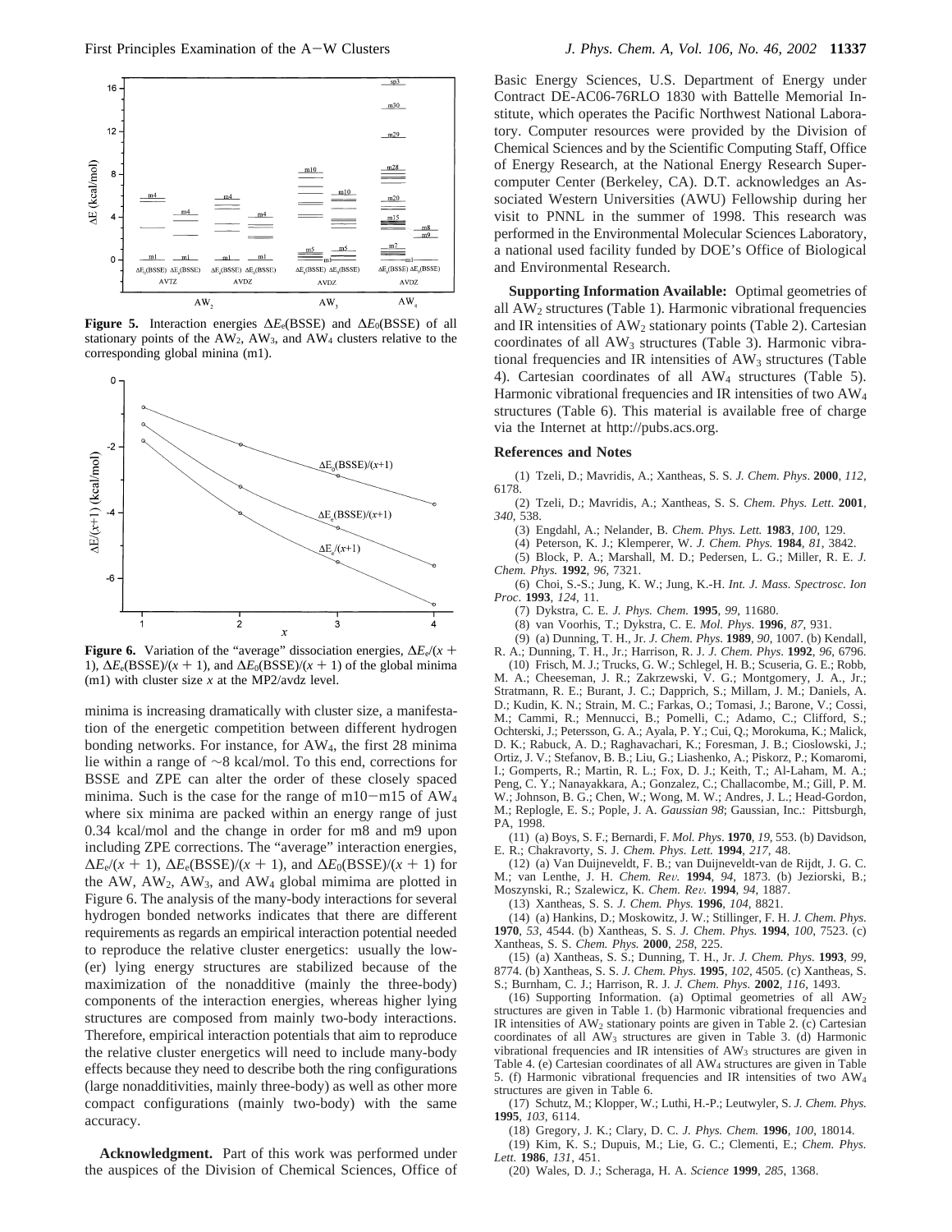ΔE (kcal/mol)

16

12

8

4

0

m1 m4 | m1 m4 | m1 m4 | m1 m4 | m5 m10 m1 | m5 m10 | m7 m15 m20 m28 m29 m30 sp3 m1 | m8 m9

$\Delta E_e$(BSSE) $\Delta E_0$(BSSE) | $\Delta E_e$(BSSE) $\Delta E_0$(BSSE) | $\Delta E_e$(BSSE) $\Delta E_0$(BSSE) | $\Delta E_e$(BSSE) $\Delta E_0$(BSSE)

AVTZ AVDZ | AVDZ | AVDZ

$AW_2$ $AW_3$ $AW_4$

**Figure 5.** Interaction energies $\Delta E_e$(BSSE) and $\Delta E_0$(BSSE) of all stationary points of the $AW_2$, $AW_3$, and $AW_4$ clusters relative to the corresponding global minina (m1).

$\Delta E/(x+1)$ (kcal/mol)

0

-2

-4

-6

1 2 3 4

$x$

$\Delta E_0$(BSSE)/($x$+1)

$\Delta E_e$(BSSE)/($x$+1)

$\Delta E_e$/($x$+1)

**Figure 6.** Variation of the "average" dissociation energies, $\Delta E_e/(x + 1)$, $\Delta E_e(\text{BSSE})/(x + 1)$, and $\Delta E_0(\text{BSSE})/(x + 1)$ of the global minima (m1) with cluster size $x$ at the MP2/avdz level.

minima is increasing dramatically with cluster size, a manifestation of the energetic competition between different hydrogen bonding networks. For instance, for $AW_4$, the first 28 minima lie within a range of ~8 kcal/mol. To this end, corrections for BSSE and ZPE can alter the order of these closely spaced minima. Such is the case for the range of m10−m15 of $AW_4$ where six minima are packed within an energy range of just 0.34 kcal/mol and the change in order for m8 and m9 upon including ZPE corrections. The "average" interaction energies, $\Delta E_e/(x + 1)$, $\Delta E_e(\text{BSSE})/(x + 1)$, and $\Delta E_0(\text{BSSE})/(x + 1)$ for the AW, $AW_2$, $AW_3$, and $AW_4$ global mimima are plotted in Figure 6. The analysis of the many-body interactions for several hydrogen bonded networks indicates that there are different requirements as regards an empirical interaction potential needed to reproduce the relative cluster energetics: usually the low(er) lying energy structures are stabilized because of the maximization of the nonadditive (mainly the three-body) components of the interaction energies, whereas higher lying structures are composed from mainly two-body interactions. Therefore, empirical interaction potentials that aim to reproduce the relative cluster energetics will need to include many-body effects because they need to describe both the ring configurations (large nonadditivities, mainly three-body) as well as other more compact configurations (mainly two-body) with the same accuracy.

**Acknowledgment.** Part of this work was performed under the auspices of the Division of Chemical Sciences, Office of Basic Energy Sciences, U.S. Department of Energy under Contract DE-AC06-76RLO 1830 with Battelle Memorial Institute, which operates the Pacific Northwest National Laboratory. Computer resources were provided by the Division of Chemical Sciences and by the Scientific Computing Staff, Office of Energy Research, at the National Energy Research Supercomputer Center (Berkeley, CA). D.T. acknowledges an Associated Western Universities (AWU) Fellowship during her visit to PNNL in the summer of 1998. This research was performed in the Environmental Molecular Sciences Laboratory, a national used facility funded by DOE's Office of Biological and Environmental Research.

**Supporting Information Available:** Optimal geometries of all $AW_2$ structures (Table 1). Harmonic vibrational frequencies and IR intensities of $AW_2$ stationary points (Table 2). Cartesian coordinates of all $AW_3$ structures (Table 3). Harmonic vibrational frequencies and IR intensities of $AW_3$ structures (Table 4). Cartesian coordinates of all $AW_4$ structures (Table 5). Harmonic vibrational frequencies and IR intensities of two $AW_4$ structures (Table 6). This material is available free of charge via the Internet at http://pubs.acs.org.

## References and Notes

(1) Tzeli, D.; Mavridis, A.; Xantheas, S. S. *J. Chem. Phys.* **2000**, *112*, 6178.

(2) Tzeli, D.; Mavridis, A.; Xantheas, S. S. *Chem. Phys. Lett.* **2001**, *340*, 538.

(3) Engdahl, A.; Nelander, B. *Chem. Phys. Lett.* **1983**, *100*, 129.

(4) Peterson, K. J.; Klemperer, W. *J. Chem. Phys.* **1984**, *81*, 3842.

(5) Block, P. A.; Marshall, M. D.; Pedersen, L. G.; Miller, R. E. *J. Chem. Phys.* **1992**, *96*, 7321.

(6) Choi, S.-S.; Jung, K. W.; Jung, K.-H. *Int. J. Mass. Spectrosc. Ion Proc*. **1993**, *124*, 11.

(7) Dykstra, C. E. *J. Phys. Chem.* **1995**, *99*, 11680.

(8) van Voorhis, T.; Dykstra, C. E. *Mol. Phys.* **1996**, *87*, 931.

(9) (a) Dunning, T. H., Jr. *J. Chem. Phys.* **1989**, *90*, 1007. (b) Kendall, R. A.; Dunning, T. H., Jr.; Harrison, R. J. *J. Chem. Phys.* **1992**, *96*, 6796.

(10) Frisch, M. J.; Trucks, G. W.; Schlegel, H. B.; Scuseria, G. E.; Robb, M. A.; Cheeseman, J. R.; Zakrzewski, V. G.; Montgomery, J. A., Jr.; Stratmann, R. E.; Burant, J. C.; Dapprich, S.; Millam, J. M.; Daniels, A. D.; Kudin, K. N.; Strain, M. C.; Farkas, O.; Tomasi, J.; Barone, V.; Cossi, M.; Cammi, R.; Mennucci, B.; Pomelli, C.; Adamo, C.; Clifford, S.; Ochterski, J.; Petersson, G. A.; Ayala, P. Y.; Cui, Q.; Morokuma, K.; Malick, D. K.; Rabuck, A. D.; Raghavachari, K.; Foresman, J. B.; Cioslowski, J.; Ortiz, J. V.; Stefanov, B. B.; Liu, G.; Liashenko, A.; Piskorz, P.; Komaromi, I.; Gomperts, R.; Martin, R. L.; Fox, D. J.; Keith, T.; Al-Laham, M. A.; Peng, C. Y.; Nanayakkara, A.; Gonzalez, C.; Challacombe, M.; Gill, P. M. W.; Johnson, B. G.; Chen, W.; Wong, M. W.; Andres, J. L.; Head-Gordon, M.; Replogle, E. S.; Pople, J. A. *Gaussian 98*; Gaussian, Inc.: Pittsburgh, PA, 1998.

(11) (a) Boys, S. F.; Bernardi, F. *Mol. Phys.* **1970**, *19*, 553. (b) Davidson, E. R.; Chakravorty, S. J. *Chem. Phys. Lett.* **1994**, *217*, 48.

(12) (a) Van Duijneveldt, F. B.; van Duijneveldt-van de Rijdt, J. G. C. M.; van Lenthe, J. H. *Chem. Rev.* **1994**, *94*, 1873. (b) Jeziorski, B.; Moszynski, R.; Szalewicz, K. *Chem. Rev.* **1994**, *94*, 1887.

(13) Xantheas, S. S. *J. Chem. Phys.* **1996**, *104*, 8821.

(14) (a) Hankins, D.; Moskowitz, J. W.; Stillinger, F. H. *J. Chem. Phys.* **1970**, *53*, 4544. (b) Xantheas, S. S. *J. Chem. Phys.* **1994**, *100*, 7523. (c) Xantheas, S. S. *Chem. Phys.* **2000**, *258*, 225.

(15) (a) Xantheas, S. S.; Dunning, T. H., Jr. *J. Chem. Phys.* **1993**, *99*, 8774. (b) Xantheas, S. S. *J. Chem. Phys.* **1995**, *102*, 4505. (c) Xantheas, S. S.; Burnham, C. J.; Harrison, R. J. *J. Chem. Phys.* **2002**, *116*, 1493.

(16) Supporting Information. (a) Optimal geometries of all $AW_2$ structures are given in Table 1. (b) Harmonic vibrational frequencies and IR intensities of $AW_2$ stationary points are given in Table 2. (c) Cartesian coordinates of all $AW_3$ structures are given in Table 3. (d) Harmonic vibrational frequencies and IR intensities of $AW_3$ structures are given in Table 4. (e) Cartesian coordinates of all $AW_4$ structures are given in Table 5. (f) Harmonic vibrational frequencies and IR intensities of two $AW_4$ structures are given in Table 6.

(17) Schutz, M.; Klopper, W.; Luthi, H.-P.; Leutwyler, S. *J. Chem. Phys.* **1995**, *103*, 6114.

(18) Gregory, J. K.; Clary, D. C. *J. Phys. Chem.* **1996**, *100*, 18014.

(19) Kim, K. S.; Dupuis, M.; Lie, G. C.; Clementi, E.; *Chem. Phys. Lett.* **1986**, *131*, 451.

(20) Wales, D. J.; Scheraga, H. A. *Science* **1999**, *285*, 1368.